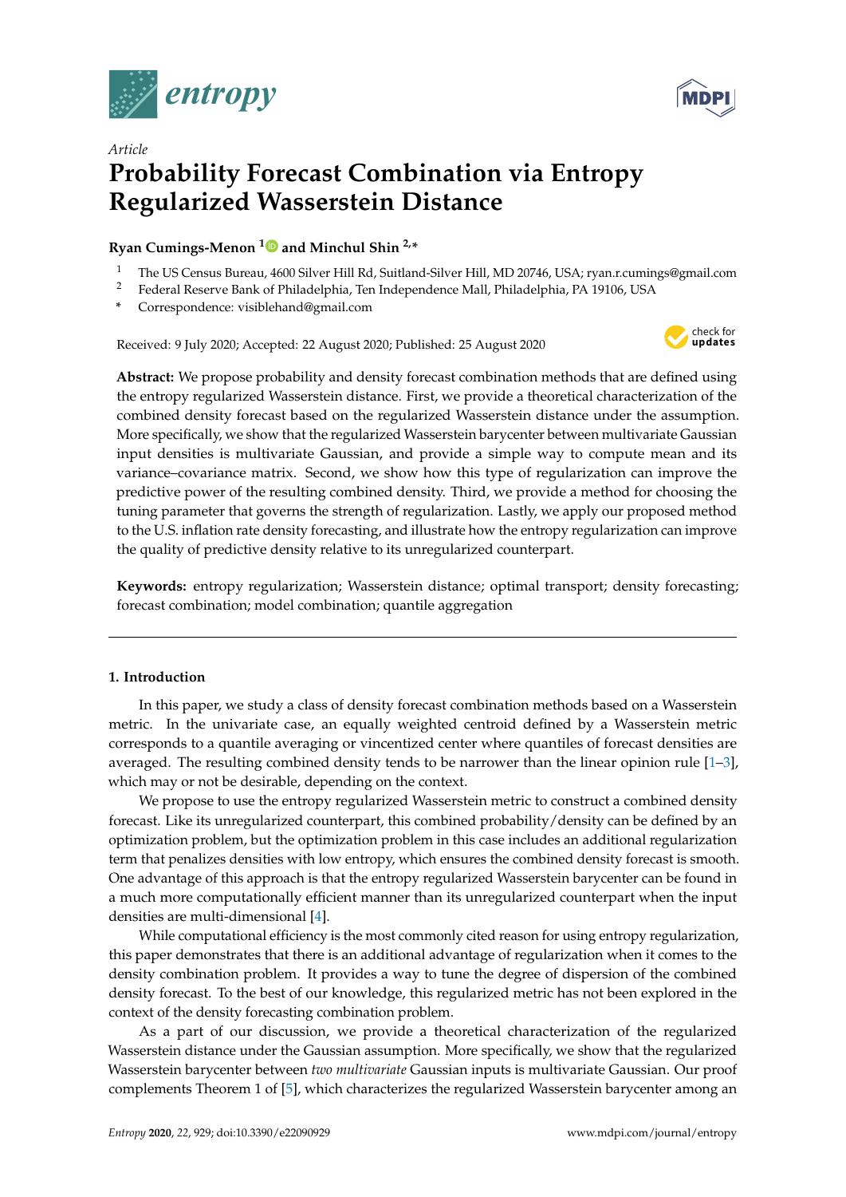Article

# Probability Forecast Combination via Entropy Regularized Wasserstein Distance

**Ryan Cumings-Menon [1] and Minchul Shin [2,*]**

[1] The US Census Bureau, 4600 Silver Hill Rd, Suitland-Silver Hill, MD 20746, USA; ryan.r.cumings@gmail.com
[2] Federal Reserve Bank of Philadelphia, Ten Independence Mall, Philadelphia, PA 19106, USA
\* Correspondence: visiblehand@gmail.com

Received: 9 July 2020; Accepted: 22 August 2020; Published: 25 August 2020

**Abstract:** We propose probability and density forecast combination methods that are defined using the entropy regularized Wasserstein distance. First, we provide a theoretical characterization of the combined density forecast based on the regularized Wasserstein distance under the assumption. More specifically, we show that the regularized Wasserstein barycenter between multivariate Gaussian input densities is multivariate Gaussian, and provide a simple way to compute mean and its variance–covariance matrix. Second, we show how this type of regularization can improve the predictive power of the resulting combined density. Third, we provide a method for choosing the tuning parameter that governs the strength of regularization. Lastly, we apply our proposed method to the U.S. inflation rate density forecasting, and illustrate how the entropy regularization can improve the quality of predictive density relative to its unregularized counterpart.

**Keywords:** entropy regularization; Wasserstein distance; optimal transport; density forecasting; forecast combination; model combination; quantile aggregation

## 1. Introduction

In this paper, we study a class of density forecast combination methods based on a Wasserstein metric. In the univariate case, an equally weighted centroid defined by a Wasserstein metric corresponds to a quantile averaging or vincentized center where quantiles of forecast densities are averaged. The resulting combined density tends to be narrower than the linear opinion rule [1–3], which may or not be desirable, depending on the context.

We propose to use the entropy regularized Wasserstein metric to construct a combined density forecast. Like its unregularized counterpart, this combined probability/density can be defined by an optimization problem, but the optimization problem in this case includes an additional regularization term that penalizes densities with low entropy, which ensures the combined density forecast is smooth. One advantage of this approach is that the entropy regularized Wasserstein barycenter can be found in a much more computationally efficient manner than its unregularized counterpart when the input densities are multi-dimensional [4].

While computational efficiency is the most commonly cited reason for using entropy regularization, this paper demonstrates that there is an additional advantage of regularization when it comes to the density combination problem. It provides a way to tune the degree of dispersion of the combined density forecast. To the best of our knowledge, this regularized metric has not been explored in the context of the density forecasting combination problem.

As a part of our discussion, we provide a theoretical characterization of the regularized Wasserstein distance under the Gaussian assumption. More specifically, we show that the regularized Wasserstein barycenter between *two multivariate* Gaussian inputs is multivariate Gaussian. Our proof complements Theorem 1 of [5], which characterizes the regularized Wasserstein barycenter among an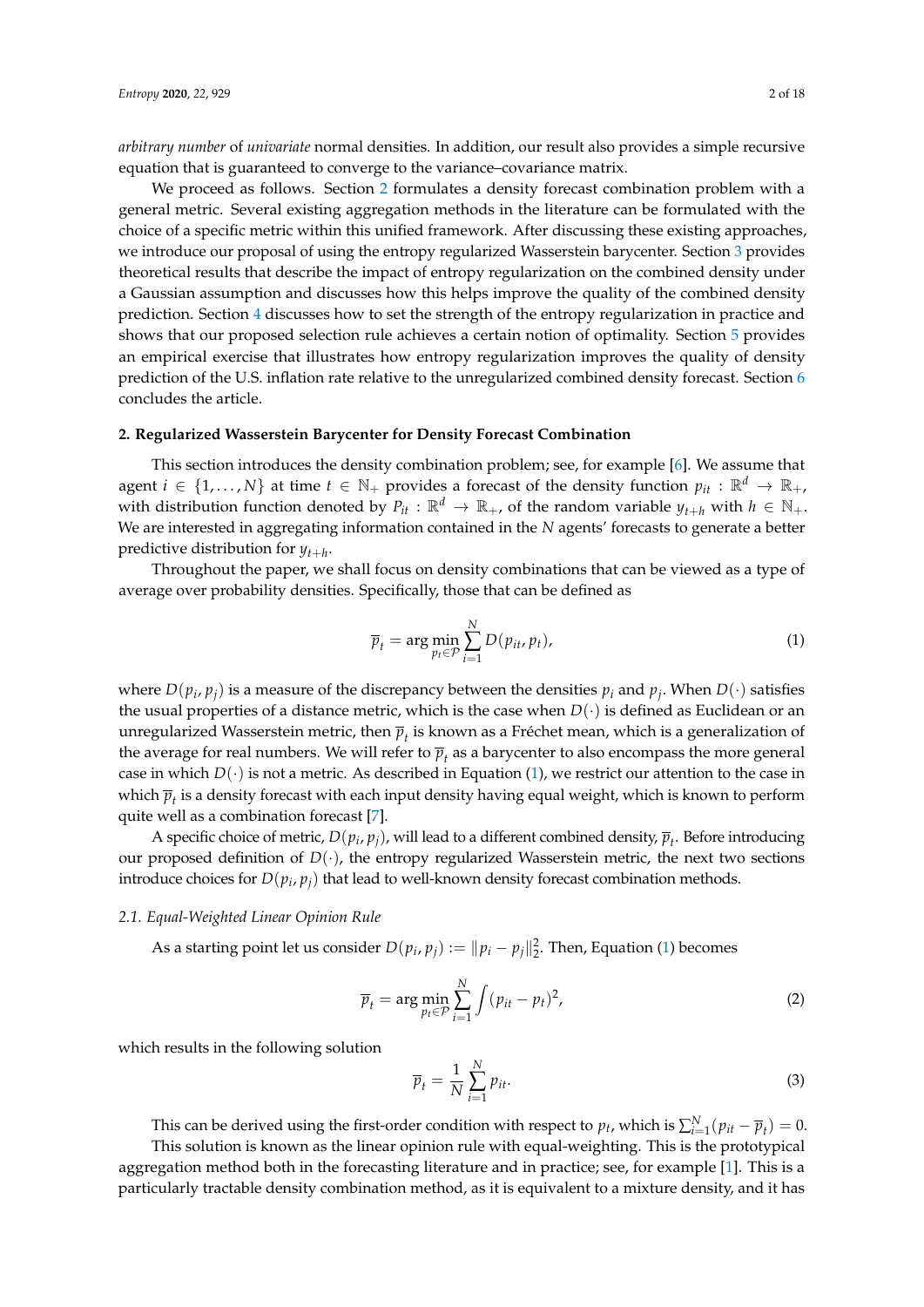*arbitrary number* of *univariate* normal densities. In addition, our result also provides a simple recursive equation that is guaranteed to converge to the variance–covariance matrix.

We proceed as follows. Section 2 formulates a density forecast combination problem with a general metric. Several existing aggregation methods in the literature can be formulated with the choice of a specific metric within this unified framework. After discussing these existing approaches, we introduce our proposal of using the entropy regularized Wasserstein barycenter. Section 3 provides theoretical results that describe the impact of entropy regularization on the combined density under a Gaussian assumption and discusses how this helps improve the quality of the combined density prediction. Section 4 discusses how to set the strength of the entropy regularization in practice and shows that our proposed selection rule achieves a certain notion of optimality. Section 5 provides an empirical exercise that illustrates how entropy regularization improves the quality of density prediction of the U.S. inflation rate relative to the unregularized combined density forecast. Section 6 concludes the article.

## 2. Regularized Wasserstein Barycenter for Density Forecast Combination

This section introduces the density combination problem; see, for example [6]. We assume that agent $i \in \{1, \ldots, N\}$ at time $t \in \mathbb{N}_+$ provides a forecast of the density function $p_{it} : \mathbb{R}^d \to \mathbb{R}_+$, with distribution function denoted by $P_{it} : \mathbb{R}^d \to \mathbb{R}_+$, of the random variable $y_{t+h}$ with $h \in \mathbb{N}_+$. We are interested in aggregating information contained in the $N$ agents' forecasts to generate a better predictive distribution for $y_{t+h}$.

Throughout the paper, we shall focus on density combinations that can be viewed as a type of average over probability densities. Specifically, those that can be defined as

$$\overline{p}_t = \arg\min_{p_t \in \mathcal{P}} \sum_{i=1}^{N} D(p_{it}, p_t), \tag{1}$$

where $D(p_i, p_j)$ is a measure of the discrepancy between the densities $p_i$ and $p_j$. When $D(\cdot)$ satisfies the usual properties of a distance metric, which is the case when $D(\cdot)$ is defined as Euclidean or an unregularized Wasserstein metric, then $\overline{p}_t$ is known as a Fréchet mean, which is a generalization of the average for real numbers. We will refer to $\overline{p}_t$ as a barycenter to also encompass the more general case in which $D(\cdot)$ is not a metric. As described in Equation (1), we restrict our attention to the case in which $\overline{p}_t$ is a density forecast with each input density having equal weight, which is known to perform quite well as a combination forecast [7].

A specific choice of metric, $D(p_i, p_j)$, will lead to a different combined density, $\overline{p}_t$. Before introducing our proposed definition of $D(\cdot)$, the entropy regularized Wasserstein metric, the next two sections introduce choices for $D(p_i, p_j)$ that lead to well-known density forecast combination methods.

### 2.1. Equal-Weighted Linear Opinion Rule

As a starting point let us consider $D(p_i, p_j) := \|p_i - p_j\|_2^2$. Then, Equation (1) becomes

$$\overline{p}_t = \arg\min_{p_t \in \mathcal{P}} \sum_{i=1}^{N} \int (p_{it} - p_t)^2, \tag{2}$$

which results in the following solution

$$\overline{p}_t = \frac{1}{N} \sum_{i=1}^{N} p_{it}. \tag{3}$$

This can be derived using the first-order condition with respect to $p_t$, which is $\sum_{i=1}^{N}(p_{it} - \overline{p}_t) = 0$.

This solution is known as the linear opinion rule with equal-weighting. This is the prototypical aggregation method both in the forecasting literature and in practice; see, for example [1]. This is a particularly tractable density combination method, as it is equivalent to a mixture density, and it has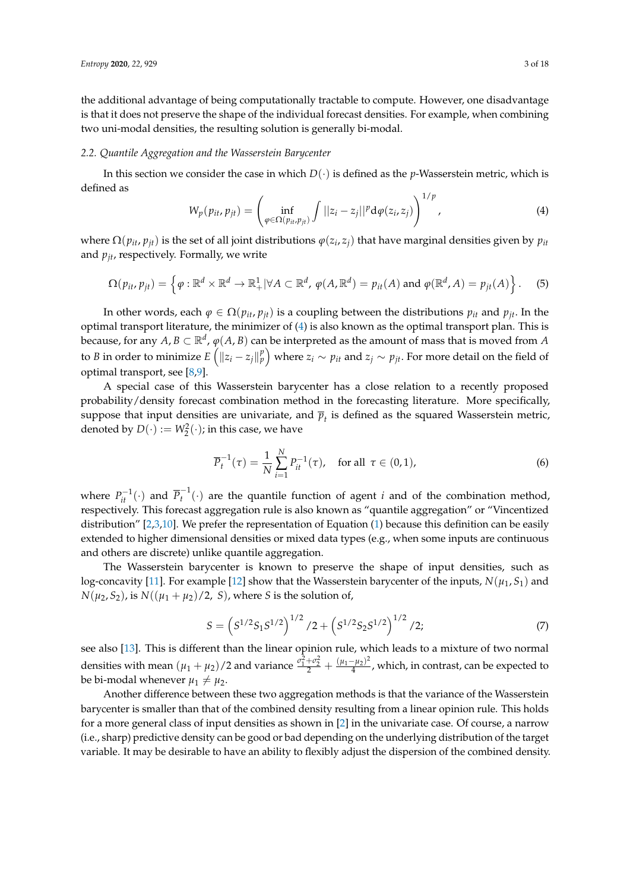the additional advantage of being computationally tractable to compute. However, one disadvantage is that it does not preserve the shape of the individual forecast densities. For example, when combining two uni-modal densities, the resulting solution is generally bi-modal.

### *2.2. Quantile Aggregation and the Wasserstein Barycenter*

In this section we consider the case in which $D(\cdot)$ is defined as the $p$-Wasserstein metric, which is defined as

$$W_p(p_{it}, p_{jt}) = \left( \inf_{\varphi \in \Omega(p_{it}, p_{jt})} \int ||z_i - z_j||^p \mathrm{d}\varphi(z_i, z_j) \right)^{1/p}, \tag{4}$$

where $\Omega(p_{it}, p_{jt})$ is the set of all joint distributions $\varphi(z_i, z_j)$ that have marginal densities given by $p_{it}$ and $p_{jt}$, respectively. Formally, we write

$$\Omega(p_{it}, p_{jt}) = \left\{ \varphi : \mathbb{R}^d \times \mathbb{R}^d \to \mathbb{R}^1_+ | \forall A \subset \mathbb{R}^d,\ \varphi(A, \mathbb{R}^d) = p_{it}(A) \text{ and } \varphi(\mathbb{R}^d, A) = p_{jt}(A) \right\}. \tag{5}$$

In other words, each $\varphi \in \Omega(p_{it}, p_{jt})$ is a coupling between the distributions $p_{it}$ and $p_{jt}$. In the optimal transport literature, the minimizer of (4) is also known as the optimal transport plan. This is because, for any $A, B \subset \mathbb{R}^d$, $\varphi(A, B)$ can be interpreted as the amount of mass that is moved from $A$ to $B$ in order to minimize $E\left(\|z_i - z_j\|_p^p\right)$ where $z_i \sim p_{it}$ and $z_j \sim p_{jt}$. For more detail on the field of optimal transport, see [8,9].

A special case of this Wasserstein barycenter has a close relation to a recently proposed probability/density forecast combination method in the forecasting literature. More specifically, suppose that input densities are univariate, and $\overline{p}_t$ is defined as the squared Wasserstein metric, denoted by $D(\cdot) := W_2^2(\cdot)$; in this case, we have

$$\overline{P}_t^{-1}(\tau) = \frac{1}{N} \sum_{i=1}^{N} P_{it}^{-1}(\tau), \quad \text{for all } \tau \in (0, 1), \tag{6}$$

where $P_{it}^{-1}(\cdot)$ and $\overline{P}_t^{-1}(\cdot)$ are the quantile function of agent $i$ and of the combination method, respectively. This forecast aggregation rule is also known as "quantile aggregation" or "Vincentized distribution" [2,3,10]. We prefer the representation of Equation (1) because this definition can be easily extended to higher dimensional densities or mixed data types (e.g., when some inputs are continuous and others are discrete) unlike quantile aggregation.

The Wasserstein barycenter is known to preserve the shape of input densities, such as log-concavity [11]. For example [12] show that the Wasserstein barycenter of the inputs, $N(\mu_1, S_1)$ and $N(\mu_2, S_2)$, is $N((\mu_1 + \mu_2)/2,\ S)$, where $S$ is the solution of,

$$S = \left(S^{1/2} S_1 S^{1/2}\right)^{1/2}/2 + \left(S^{1/2} S_2 S^{1/2}\right)^{1/2}/2; \tag{7}$$

see also [13]. This is different than the linear opinion rule, which leads to a mixture of two normal densities with mean $(\mu_1 + \mu_2)/2$ and variance $\frac{\sigma_1^2 + \sigma_2^2}{2} + \frac{(\mu_1 - \mu_2)^2}{4}$, which, in contrast, can be expected to be bi-modal whenever $\mu_1 \neq \mu_2$.

Another difference between these two aggregation methods is that the variance of the Wasserstein barycenter is smaller than that of the combined density resulting from a linear opinion rule. This holds for a more general class of input densities as shown in [2] in the univariate case. Of course, a narrow (i.e., sharp) predictive density can be good or bad depending on the underlying distribution of the target variable. It may be desirable to have an ability to flexibly adjust the dispersion of the combined density.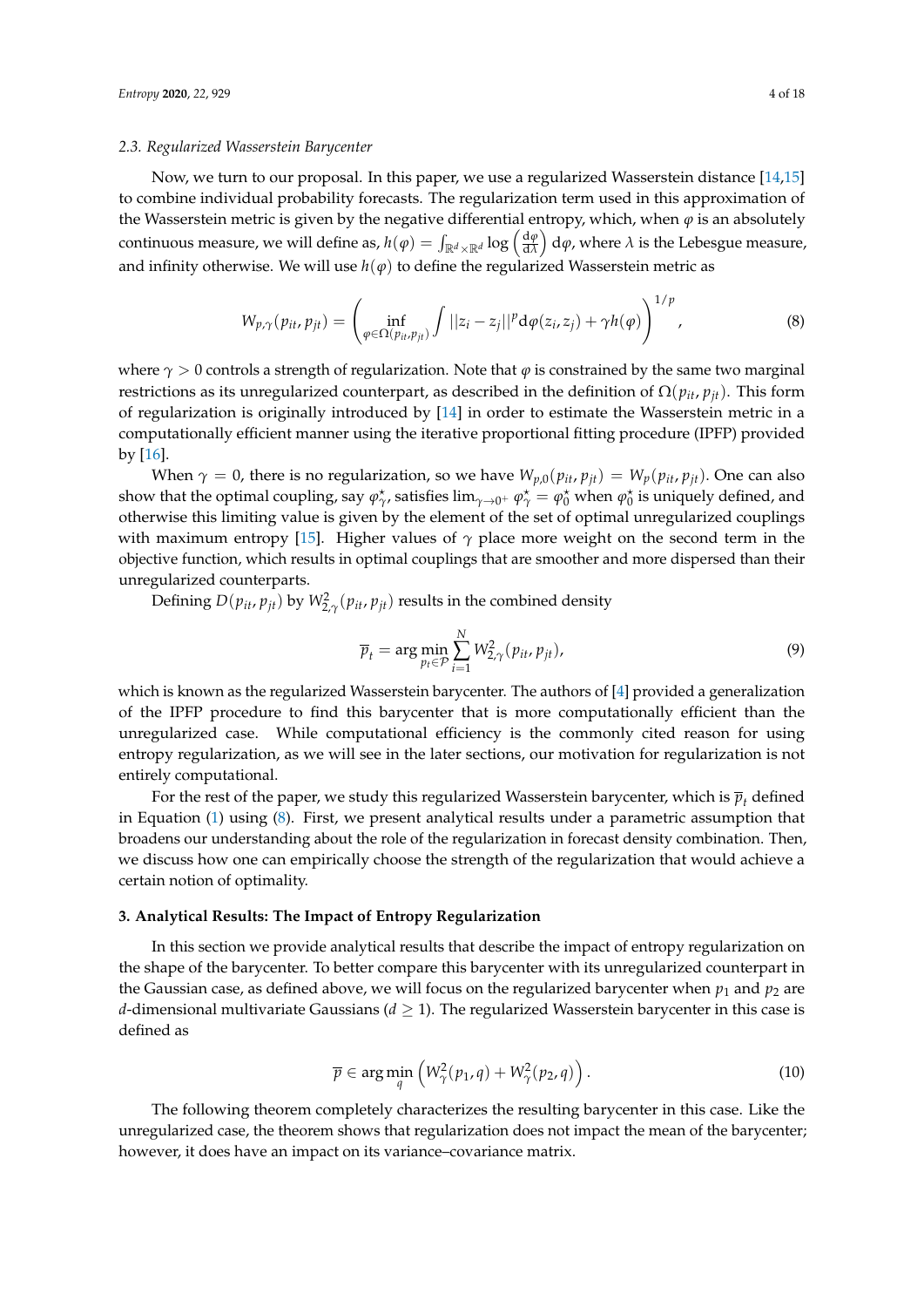### 2.3. Regularized Wasserstein Barycenter

Now, we turn to our proposal. In this paper, we use a regularized Wasserstein distance [14,15] to combine individual probability forecasts. The regularization term used in this approximation of the Wasserstein metric is given by the negative differential entropy, which, when $\varphi$ is an absolutely continuous measure, we will define as, $h(\varphi) = \int_{\mathbb{R}^d \times \mathbb{R}^d} \log\left(\frac{\mathrm{d}\varphi}{\mathrm{d}\lambda}\right) \mathrm{d}\varphi$, where $\lambda$ is the Lebesgue measure, and infinity otherwise. We will use $h(\varphi)$ to define the regularized Wasserstein metric as

$$W_{p,\gamma}(p_{it}, p_{jt}) = \left( \inf_{\varphi \in \Omega(p_{it}, p_{jt})} \int ||z_i - z_j||^p \mathrm{d}\varphi(z_i, z_j) + \gamma h(\varphi) \right)^{1/p}, \tag{8}$$

where $\gamma > 0$ controls a strength of regularization. Note that $\varphi$ is constrained by the same two marginal restrictions as its unregularized counterpart, as described in the definition of $\Omega(p_{it}, p_{jt})$. This form of regularization is originally introduced by [14] in order to estimate the Wasserstein metric in a computationally efficient manner using the iterative proportional fitting procedure (IPFP) provided by [16].

When $\gamma = 0$, there is no regularization, so we have $W_{p,0}(p_{it}, p_{jt}) = W_p(p_{it}, p_{jt})$. One can also show that the optimal coupling, say $\varphi^\star_\gamma$, satisfies $\lim_{\gamma \to 0^+} \varphi^\star_\gamma = \varphi^\star_0$ when $\varphi^\star_0$ is uniquely defined, and otherwise this limiting value is given by the element of the set of optimal unregularized couplings with maximum entropy [15]. Higher values of $\gamma$ place more weight on the second term in the objective function, which results in optimal couplings that are smoother and more dispersed than their unregularized counterparts.

Defining $D(p_{it}, p_{jt})$ by $W^2_{2,\gamma}(p_{it}, p_{jt})$ results in the combined density

$$\overline{p}_t = \arg\min_{p_t \in \mathcal{P}} \sum_{i=1}^{N} W^2_{2,\gamma}(p_{it}, p_{jt}), \tag{9}$$

which is known as the regularized Wasserstein barycenter. The authors of [4] provided a generalization of the IPFP procedure to find this barycenter that is more computationally efficient than the unregularized case. While computational efficiency is the commonly cited reason for using entropy regularization, as we will see in the later sections, our motivation for regularization is not entirely computational.

For the rest of the paper, we study this regularized Wasserstein barycenter, which is $\overline{p}_t$ defined in Equation (1) using (8). First, we present analytical results under a parametric assumption that broadens our understanding about the role of the regularization in forecast density combination. Then, we discuss how one can empirically choose the strength of the regularization that would achieve a certain notion of optimality.

## 3. Analytical Results: The Impact of Entropy Regularization

In this section we provide analytical results that describe the impact of entropy regularization on the shape of the barycenter. To better compare this barycenter with its unregularized counterpart in the Gaussian case, as defined above, we will focus on the regularized barycenter when $p_1$ and $p_2$ are $d$-dimensional multivariate Gaussians ($d \geq 1$). The regularized Wasserstein barycenter in this case is defined as

$$\overline{p} \in \arg\min_{q} \left( W^2_\gamma(p_1, q) + W^2_\gamma(p_2, q) \right). \tag{10}$$

The following theorem completely characterizes the resulting barycenter in this case. Like the unregularized case, the theorem shows that regularization does not impact the mean of the barycenter; however, it does have an impact on its variance–covariance matrix.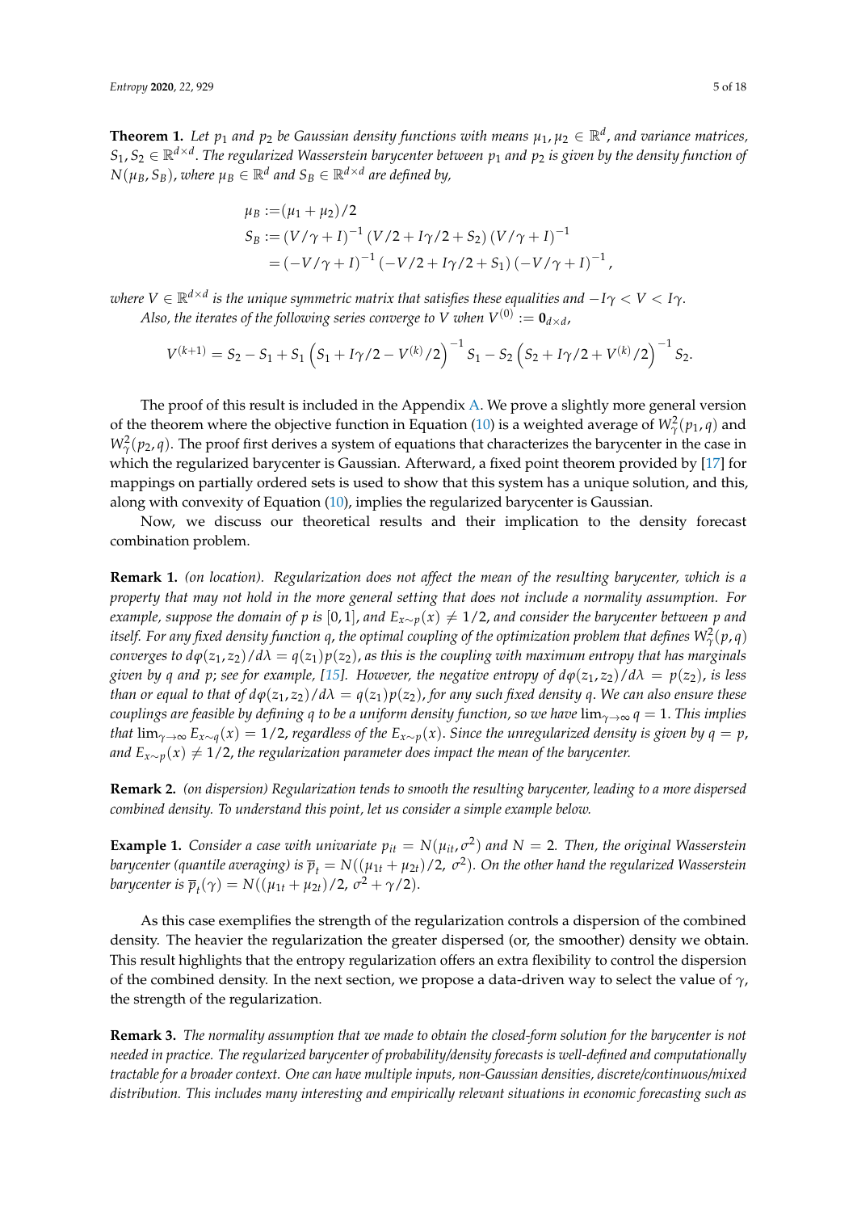**Theorem 1.** *Let $p_1$ and $p_2$ be Gaussian density functions with means $\mu_1, \mu_2 \in \mathbb{R}^d$, and variance matrices, $S_1, S_2 \in \mathbb{R}^{d\times d}$. The regularized Wasserstein barycenter between $p_1$ and $p_2$ is given by the density function of $N(\mu_B, S_B)$, where $\mu_B \in \mathbb{R}^d$ and $S_B \in \mathbb{R}^{d\times d}$ are defined by,*

$$
\begin{aligned}
\mu_B :=& (\mu_1 + \mu_2)/2 \\
S_B :=& \left(V/\gamma + I\right)^{-1} \left(V/2 + I\gamma/2 + S_2\right) \left(V/\gamma + I\right)^{-1} \\
=& \left(-V/\gamma + I\right)^{-1} \left(-V/2 + I\gamma/2 + S_1\right) \left(-V/\gamma + I\right)^{-1},
\end{aligned}
$$

*where $V \in \mathbb{R}^{d\times d}$ is the unique symmetric matrix that satisfies these equalities and $-I\gamma < V < I\gamma$.*

*Also, the iterates of the following series converge to $V$ when $V^{(0)} := \mathbf{0}_{d\times d}$,*

$$
V^{(k+1)} = S_2 - S_1 + S_1 \left(S_1 + I\gamma/2 - V^{(k)}/2\right)^{-1} S_1 - S_2 \left(S_2 + I\gamma/2 + V^{(k)}/2\right)^{-1} S_2.
$$

The proof of this result is included in the Appendix A. We prove a slightly more general version of the theorem where the objective function in Equation (10) is a weighted average of $W_\gamma^2(p_1, q)$ and $W_\gamma^2(p_2, q)$. The proof first derives a system of equations that characterizes the barycenter in the case in which the regularized barycenter is Gaussian. Afterward, a fixed point theorem provided by [17] for mappings on partially ordered sets is used to show that this system has a unique solution, and this, along with convexity of Equation (10), implies the regularized barycenter is Gaussian.

Now, we discuss our theoretical results and their implication to the density forecast combination problem.

**Remark 1.** *(on location). Regularization does not affect the mean of the resulting barycenter, which is a property that may not hold in the more general setting that does not include a normality assumption. For example, suppose the domain of $p$ is $[0,1]$, and $E_{x\sim p}(x) \neq 1/2$, and consider the barycenter between $p$ and itself. For any fixed density function $q$, the optimal coupling of the optimization problem that defines $W_\gamma^2(p, q)$ converges to $d\varphi(z_1, z_2)/d\lambda = q(z_1)p(z_2)$, as this is the coupling with maximum entropy that has marginals given by $q$ and $p$; see for example, [15]. However, the negative entropy of $d\varphi(z_1, z_2)/d\lambda = p(z_2)$, is less than or equal to that of $d\varphi(z_1, z_2)/d\lambda = q(z_1)p(z_2)$, for any such fixed density $q$. We can also ensure these couplings are feasible by defining $q$ to be a uniform density function, so we have $\lim_{\gamma\to\infty} q = 1$. This implies that $\lim_{\gamma\to\infty} E_{x\sim q}(x) = 1/2$, regardless of the $E_{x\sim p}(x)$. Since the unregularized density is given by $q = p$, and $E_{x\sim p}(x) \neq 1/2$, the regularization parameter does impact the mean of the barycenter.*

**Remark 2.** *(on dispersion) Regularization tends to smooth the resulting barycenter, leading to a more dispersed combined density. To understand this point, let us consider a simple example below.*

**Example 1.** *Consider a case with univariate $p_{it} = N(\mu_{it}, \sigma^2)$ and $N = 2$. Then, the original Wasserstein barycenter (quantile averaging) is $\overline{p}_t = N((\mu_{1t} + \mu_{2t})/2,\ \sigma^2)$. On the other hand the regularized Wasserstein barycenter is $\overline{p}_t(\gamma) = N((\mu_{1t} + \mu_{2t})/2,\ \sigma^2 + \gamma/2)$.*

As this case exemplifies the strength of the regularization controls a dispersion of the combined density. The heavier the regularization the greater dispersed (or, the smoother) density we obtain. This result highlights that the entropy regularization offers an extra flexibility to control the dispersion of the combined density. In the next section, we propose a data-driven way to select the value of $\gamma$, the strength of the regularization.

**Remark 3.** *The normality assumption that we made to obtain the closed-form solution for the barycenter is not needed in practice. The regularized barycenter of probability/density forecasts is well-defined and computationally tractable for a broader context. One can have multiple inputs, non-Gaussian densities, discrete/continuous/mixed distribution. This includes many interesting and empirically relevant situations in economic forecasting such as*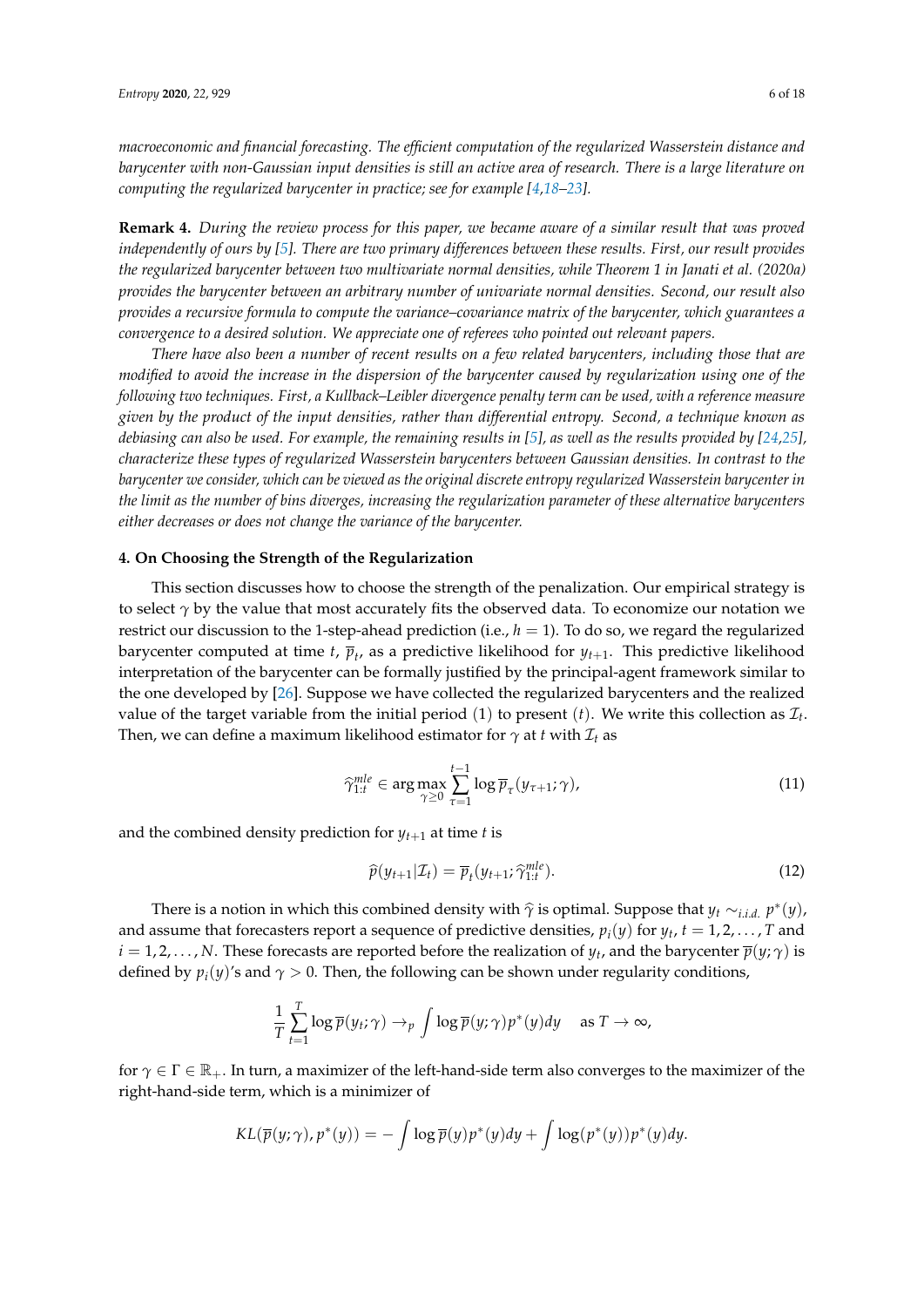*macroeconomic and financial forecasting. The efficient computation of the regularized Wasserstein distance and barycenter with non-Gaussian input densities is still an active area of research. There is a large literature on computing the regularized barycenter in practice; see for example [4,18–23].*

**Remark 4.** *During the review process for this paper, we became aware of a similar result that was proved independently of ours by [5]. There are two primary differences between these results. First, our result provides the regularized barycenter between two multivariate normal densities, while Theorem 1 in Janati et al. (2020a) provides the barycenter between an arbitrary number of univariate normal densities. Second, our result also provides a recursive formula to compute the variance–covariance matrix of the barycenter, which guarantees a convergence to a desired solution. We appreciate one of referees who pointed out relevant papers.*

*There have also been a number of recent results on a few related barycenters, including those that are modified to avoid the increase in the dispersion of the barycenter caused by regularization using one of the following two techniques. First, a Kullback–Leibler divergence penalty term can be used, with a reference measure given by the product of the input densities, rather than differential entropy. Second, a technique known as debiasing can also be used. For example, the remaining results in [5], as well as the results provided by [24,25], characterize these types of regularized Wasserstein barycenters between Gaussian densities. In contrast to the barycenter we consider, which can be viewed as the original discrete entropy regularized Wasserstein barycenter in the limit as the number of bins diverges, increasing the regularization parameter of these alternative barycenters either decreases or does not change the variance of the barycenter.*

## 4. On Choosing the Strength of the Regularization

This section discusses how to choose the strength of the penalization. Our empirical strategy is to select $\gamma$ by the value that most accurately fits the observed data. To economize our notation we restrict our discussion to the 1-step-ahead prediction (i.e., $h = 1$). To do so, we regard the regularized barycenter computed at time $t$, $\overline{p}_t$, as a predictive likelihood for $y_{t+1}$. This predictive likelihood interpretation of the barycenter can be formally justified by the principal-agent framework similar to the one developed by [26]. Suppose we have collected the regularized barycenters and the realized value of the target variable from the initial period (1) to present ($t$). We write this collection as $\mathcal{I}_t$. Then, we can define a maximum likelihood estimator for $\gamma$ at $t$ with $\mathcal{I}_t$ as

$$\widehat{\gamma}_{1:t}^{mle} \in \arg\max_{\gamma \geq 0} \sum_{\tau=1}^{t-1} \log \overline{p}_{\tau}(y_{\tau+1}; \gamma), \tag{11}$$

and the combined density prediction for $y_{t+1}$ at time $t$ is

$$\widehat{p}(y_{t+1}|\mathcal{I}_t) = \overline{p}_t(y_{t+1}; \widehat{\gamma}_{1:t}^{mle}). \tag{12}$$

There is a notion in which this combined density with $\widehat{\gamma}$ is optimal. Suppose that $y_t \sim_{i.i.d.} p^*(y)$, and assume that forecasters report a sequence of predictive densities, $p_i(y)$ for $y_t$, $t = 1, 2, \ldots, T$ and $i = 1, 2, \ldots, N$. These forecasts are reported before the realization of $y_t$, and the barycenter $\overline{p}(y; \gamma)$ is defined by $p_i(y)$'s and $\gamma > 0$. Then, the following can be shown under regularity conditions,

$$\frac{1}{T} \sum_{t=1}^{T} \log \overline{p}(y_t; \gamma) \rightarrow_p \int \log \overline{p}(y; \gamma) p^*(y) dy \quad \text{as } T \rightarrow \infty,$$

for $\gamma \in \Gamma \in \mathbb{R}_+$. In turn, a maximizer of the left-hand-side term also converges to the maximizer of the right-hand-side term, which is a minimizer of

$$KL(\overline{p}(y; \gamma), p^*(y)) = -\int \log \overline{p}(y) p^*(y) dy + \int \log(p^*(y)) p^*(y) dy.$$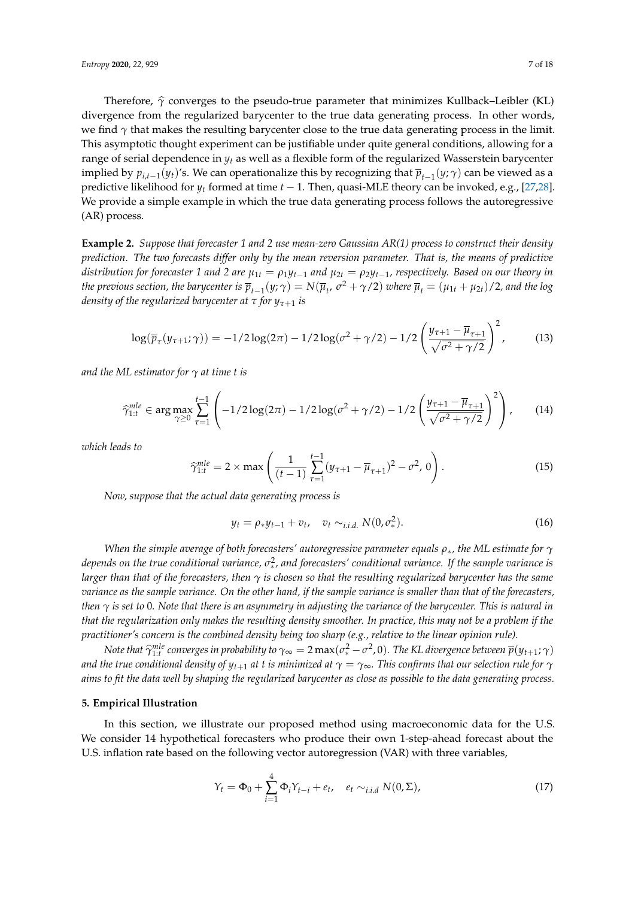Therefore, $\widehat{\gamma}$ converges to the pseudo-true parameter that minimizes Kullback–Leibler (KL) divergence from the regularized barycenter to the true data generating process. In other words, we find $\gamma$ that makes the resulting barycenter close to the true data generating process in the limit. This asymptotic thought experiment can be justifiable under quite general conditions, allowing for a range of serial dependence in $y_t$ as well as a flexible form of the regularized Wasserstein barycenter implied by $p_{i,t-1}(y_t)$'s. We can operationalize this by recognizing that $\overline{p}_{t-1}(y;\gamma)$ can be viewed as a predictive likelihood for $y_t$ formed at time $t-1$. Then, quasi-MLE theory can be invoked, e.g., [27,28]. We provide a simple example in which the true data generating process follows the autoregressive (AR) process.

**Example 2.** *Suppose that forecaster 1 and 2 use mean-zero Gaussian AR(1) process to construct their density prediction. The two forecasts differ only by the mean reversion parameter. That is, the means of predictive distribution for forecaster 1 and 2 are $\mu_{1t} = \rho_1 y_{t-1}$ and $\mu_{2t} = \rho_2 y_{t-1}$, respectively. Based on our theory in the previous section, the barycenter is $\overline{p}_{t-1}(y;\gamma) = N(\overline{\mu}_t, \sigma^2 + \gamma/2)$ where $\overline{\mu}_t = (\mu_{1t} + \mu_{2t})/2$, and the log density of the regularized barycenter at $\tau$ for $y_{\tau+1}$ is*

$$\log(\overline{p}_\tau(y_{\tau+1};\gamma)) = -1/2\log(2\pi) - 1/2\log(\sigma^2+\gamma/2) - 1/2\left(\frac{y_{\tau+1}-\overline{\mu}_{\tau+1}}{\sqrt{\sigma^2+\gamma/2}}\right)^2, \tag{13}$$

*and the ML estimator for $\gamma$ at time $t$ is*

$$\widehat{\gamma}_{1:t}^{mle} \in \arg\max_{\gamma\geq 0} \sum_{\tau=1}^{t-1}\left(-1/2\log(2\pi) - 1/2\log(\sigma^2+\gamma/2) - 1/2\left(\frac{y_{\tau+1}-\overline{\mu}_{\tau+1}}{\sqrt{\sigma^2+\gamma/2}}\right)^2\right), \tag{14}$$

*which leads to*

$$\widehat{\gamma}_{1:t}^{mle} = 2\times\max\left(\frac{1}{(t-1)}\sum_{\tau=1}^{t-1}(y_{\tau+1}-\overline{\mu}_{\tau+1})^2 - \sigma^2,\, 0\right). \tag{15}$$

*Now, suppose that the actual data generating process is*

$$y_t = \rho_* y_{t-1} + v_t, \quad v_t \sim_{i.i.d.} N(0,\sigma_*^2). \tag{16}$$

*When the simple average of both forecasters' autoregressive parameter equals $\rho_*$, the ML estimate for $\gamma$ depends on the true conditional variance, $\sigma_*^2$, and forecasters' conditional variance. If the sample variance is larger than that of the forecasters, then $\gamma$ is chosen so that the resulting regularized barycenter has the same variance as the sample variance. On the other hand, if the sample variance is smaller than that of the forecasters, then $\gamma$ is set to 0. Note that there is an asymmetry in adjusting the variance of the barycenter. This is natural in that the regularization only makes the resulting density smoother. In practice, this may not be a problem if the practitioner's concern is the combined density being too sharp (e.g., relative to the linear opinion rule).*

*Note that $\widehat{\gamma}_{1:t}^{mle}$ converges in probability to $\gamma_\infty = 2\max(\sigma_*^2 - \sigma^2, 0)$. The KL divergence between $\overline{p}(y_{t+1};\gamma)$ and the true conditional density of $y_{t+1}$ at $t$ is minimized at $\gamma = \gamma_\infty$. This confirms that our selection rule for $\gamma$ aims to fit the data well by shaping the regularized barycenter as close as possible to the data generating process.*

## 5. Empirical Illustration

In this section, we illustrate our proposed method using macroeconomic data for the U.S. We consider 14 hypothetical forecasters who produce their own 1-step-ahead forecast about the U.S. inflation rate based on the following vector autoregression (VAR) with three variables,

$$Y_t = \Phi_0 + \sum_{i=1}^{4}\Phi_i Y_{t-i} + e_t, \quad e_t \sim_{i.i.d} N(0,\Sigma), \tag{17}$$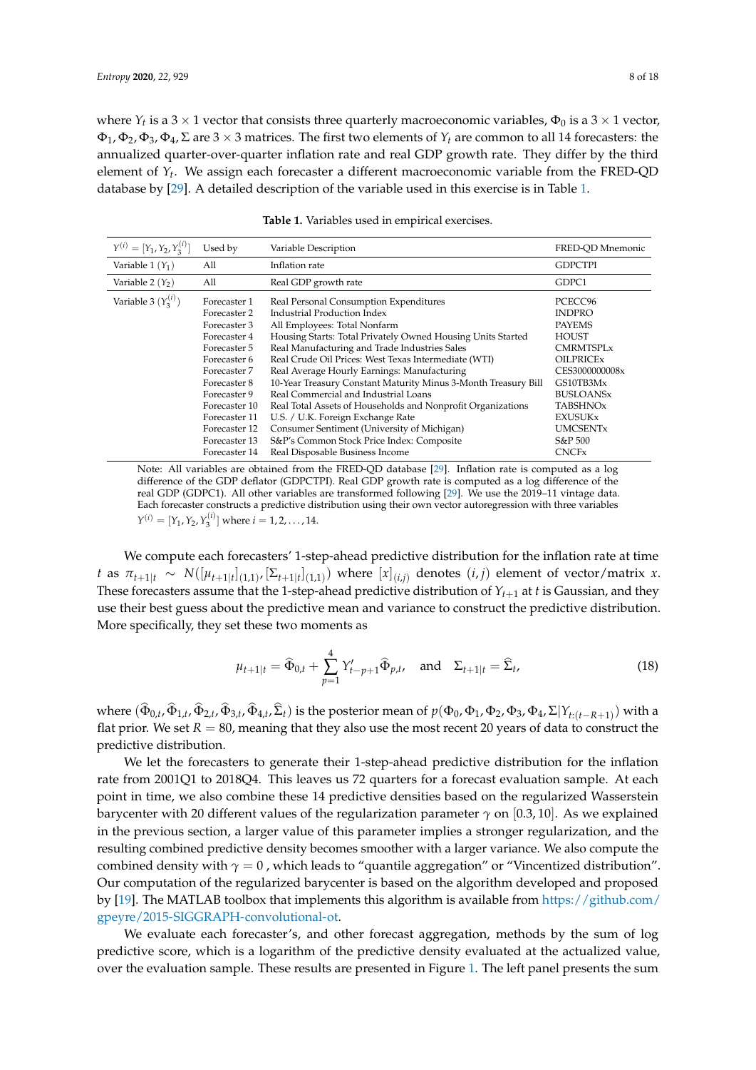where $Y_t$ is a $3 \times 1$ vector that consists three quarterly macroeconomic variables, $\Phi_0$ is a $3 \times 1$ vector, $\Phi_1, \Phi_2, \Phi_3, \Phi_4, \Sigma$ are $3 \times 3$ matrices. The first two elements of $Y_t$ are common to all 14 forecasters: the annualized quarter-over-quarter inflation rate and real GDP growth rate. They differ by the third element of $Y_t$. We assign each forecaster a different macroeconomic variable from the FRED-QD database by [29]. A detailed description of the variable used in this exercise is in Table 1.

**Table 1.** Variables used in empirical exercises.

| $Y^{(i)} = [Y_1, Y_2, Y_3^{(i)}]$ | Used by | Variable Description | FRED-QD Mnemonic |
|---|---|---|---|
| Variable 1 ($Y_1$) | All | Inflation rate | GDPCTPI |
| Variable 2 ($Y_2$) | All | Real GDP growth rate | GDPC1 |
| Variable 3 ($Y_3^{(i)}$) | Forecaster 1 | Real Personal Consumption Expenditures | PCECC96 |
| | Forecaster 2 | Industrial Production Index | INDPRO |
| | Forecaster 3 | All Employees: Total Nonfarm | PAYEMS |
| | Forecaster 4 | Housing Starts: Total Privately Owned Housing Units Started | HOUST |
| | Forecaster 5 | Real Manufacturing and Trade Industries Sales | CMRMTSPLx |
| | Forecaster 6 | Real Crude Oil Prices: West Texas Intermediate (WTI) | OILPRICEx |
| | Forecaster 7 | Real Average Hourly Earnings: Manufacturing | CES3000000008x |
| | Forecaster 8 | 10-Year Treasury Constant Maturity Minus 3-Month Treasury Bill | GS10TB3Mx |
| | Forecaster 9 | Real Commercial and Industrial Loans | BUSLOANSx |
| | Forecaster 10 | Real Total Assets of Households and Nonprofit Organizations | TABSHNOx |
| | Forecaster 11 | U.S. / U.K. Foreign Exchange Rate | EXUSUKx |
| | Forecaster 12 | Consumer Sentiment (University of Michigan) | UMCSENTx |
| | Forecaster 13 | S&P's Common Stock Price Index: Composite | S&P 500 |
| | Forecaster 14 | Real Disposable Business Income | CNCFx |

Note: All variables are obtained from the FRED-QD database [29]. Inflation rate is computed as a log difference of the GDP deflator (GDPCTPI). Real GDP growth rate is computed as a log difference of the real GDP (GDPC1). All other variables are transformed following [29]. We use the 2019–11 vintage data. Each forecaster constructs a predictive distribution using their own vector autoregression with three variables $Y^{(i)} = [Y_1, Y_2, Y_3^{(i)}]$ where $i = 1, 2, \ldots, 14$.

We compute each forecasters' 1-step-ahead predictive distribution for the inflation rate at time $t$ as $\pi_{t+1|t} \sim N([\mu_{t+1|t}]_{(1,1)}, [\Sigma_{t+1|t}]_{(1,1)})$ where $[x]_{(i,j)}$ denotes $(i,j)$ element of vector/matrix $x$. These forecasters assume that the 1-step-ahead predictive distribution of $Y_{t+1}$ at $t$ is Gaussian, and they use their best guess about the predictive mean and variance to construct the predictive distribution. More specifically, they set these two moments as

$$\mu_{t+1|t} = \widehat{\Phi}_{0,t} + \sum_{p=1}^{4} Y'_{t-p+1}\widehat{\Phi}_{p,t}, \quad \text{and} \quad \Sigma_{t+1|t} = \widehat{\Sigma}_t, \tag{18}$$

where $(\widehat{\Phi}_{0,t}, \widehat{\Phi}_{1,t}, \widehat{\Phi}_{2,t}, \widehat{\Phi}_{3,t}, \widehat{\Phi}_{4,t}, \widehat{\Sigma}_t)$ is the posterior mean of $p(\Phi_0, \Phi_1, \Phi_2, \Phi_3, \Phi_4, \Sigma | Y_{t:(t-R+1)})$ with a flat prior. We set $R = 80$, meaning that they also use the most recent 20 years of data to construct the predictive distribution.

We let the forecasters to generate their 1-step-ahead predictive distribution for the inflation rate from 2001Q1 to 2018Q4. This leaves us 72 quarters for a forecast evaluation sample. At each point in time, we also combine these 14 predictive densities based on the regularized Wasserstein barycenter with 20 different values of the regularization parameter $\gamma$ on $[0.3, 10]$. As we explained in the previous section, a larger value of this parameter implies a stronger regularization, and the resulting combined predictive density becomes smoother with a larger variance. We also compute the combined density with $\gamma = 0$ , which leads to "quantile aggregation" or "Vincentized distribution". Our computation of the regularized barycenter is based on the algorithm developed and proposed by [19]. The MATLAB toolbox that implements this algorithm is available from https://github.com/gpeyre/2015-SIGGRAPH-convolutional-ot.

We evaluate each forecaster's, and other forecast aggregation, methods by the sum of log predictive score, which is a logarithm of the predictive density evaluated at the actualized value, over the evaluation sample. These results are presented in Figure 1. The left panel presents the sum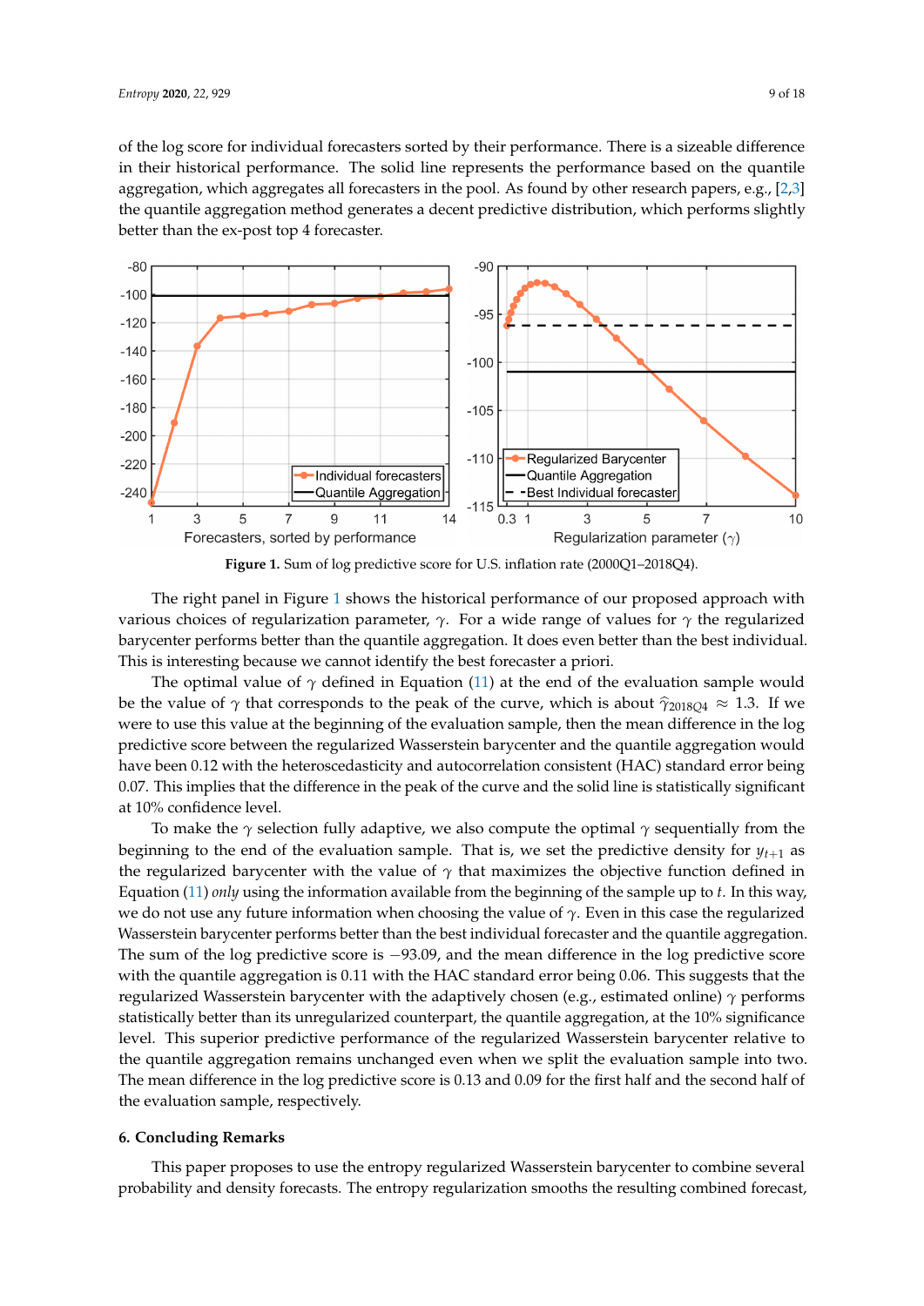of the log score for individual forecasters sorted by their performance. There is a sizeable difference in their historical performance. The solid line represents the performance based on the quantile aggregation, which aggregates all forecasters in the pool. As found by other research papers, e.g., [2,3] the quantile aggregation method generates a decent predictive distribution, which performs slightly better than the ex-post top 4 forecaster.

**Figure 1.** Sum of log predictive score for U.S. inflation rate (2000Q1–2018Q4).

The right panel in Figure 1 shows the historical performance of our proposed approach with various choices of regularization parameter, $\gamma$. For a wide range of values for $\gamma$ the regularized barycenter performs better than the quantile aggregation. It does even better than the best individual. This is interesting because we cannot identify the best forecaster a priori.

The optimal value of $\gamma$ defined in Equation (11) at the end of the evaluation sample would be the value of $\gamma$ that corresponds to the peak of the curve, which is about $\hat{\gamma}_{2018Q4} \approx 1.3$. If we were to use this value at the beginning of the evaluation sample, then the mean difference in the log predictive score between the regularized Wasserstein barycenter and the quantile aggregation would have been 0.12 with the heteroscedasticity and autocorrelation consistent (HAC) standard error being 0.07. This implies that the difference in the peak of the curve and the solid line is statistically significant at 10% confidence level.

To make the $\gamma$ selection fully adaptive, we also compute the optimal $\gamma$ sequentially from the beginning to the end of the evaluation sample. That is, we set the predictive density for $y_{t+1}$ as the regularized barycenter with the value of $\gamma$ that maximizes the objective function defined in Equation (11) *only* using the information available from the beginning of the sample up to $t$. In this way, we do not use any future information when choosing the value of $\gamma$. Even in this case the regularized Wasserstein barycenter performs better than the best individual forecaster and the quantile aggregation. The sum of the log predictive score is $-93.09$, and the mean difference in the log predictive score with the quantile aggregation is 0.11 with the HAC standard error being 0.06. This suggests that the regularized Wasserstein barycenter with the adaptively chosen (e.g., estimated online) $\gamma$ performs statistically better than its unregularized counterpart, the quantile aggregation, at the 10% significance level. This superior predictive performance of the regularized Wasserstein barycenter relative to the quantile aggregation remains unchanged even when we split the evaluation sample into two. The mean difference in the log predictive score is 0.13 and 0.09 for the first half and the second half of the evaluation sample, respectively.

## 6. Concluding Remarks

This paper proposes to use the entropy regularized Wasserstein barycenter to combine several probability and density forecasts. The entropy regularization smooths the resulting combined forecast,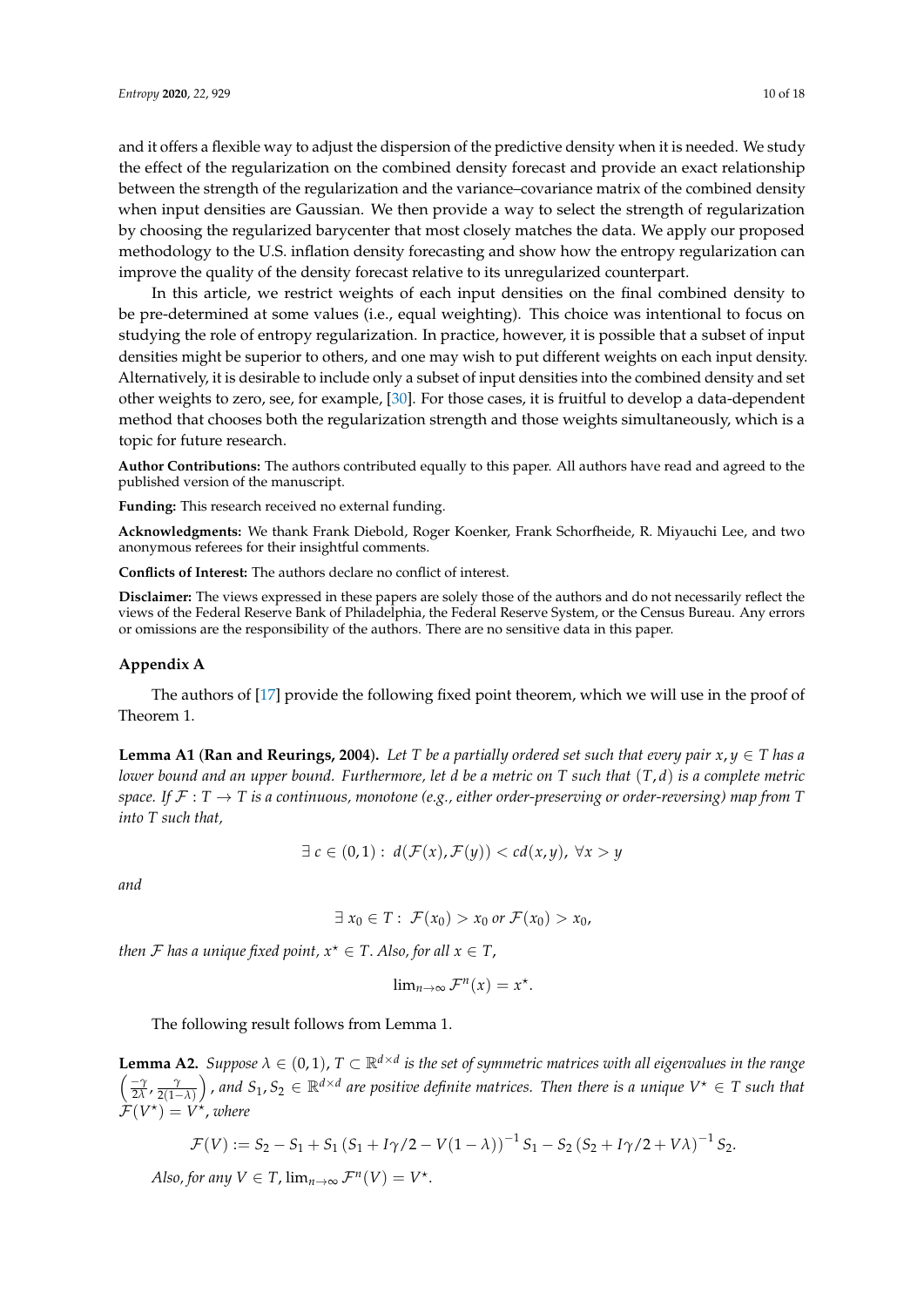and it offers a flexible way to adjust the dispersion of the predictive density when it is needed. We study the effect of the regularization on the combined density forecast and provide an exact relationship between the strength of the regularization and the variance–covariance matrix of the combined density when input densities are Gaussian. We then provide a way to select the strength of regularization by choosing the regularized barycenter that most closely matches the data. We apply our proposed methodology to the U.S. inflation density forecasting and show how the entropy regularization can improve the quality of the density forecast relative to its unregularized counterpart.

In this article, we restrict weights of each input densities on the final combined density to be pre-determined at some values (i.e., equal weighting). This choice was intentional to focus on studying the role of entropy regularization. In practice, however, it is possible that a subset of input densities might be superior to others, and one may wish to put different weights on each input density. Alternatively, it is desirable to include only a subset of input densities into the combined density and set other weights to zero, see, for example, [30]. For those cases, it is fruitful to develop a data-dependent method that chooses both the regularization strength and those weights simultaneously, which is a topic for future research.

**Author Contributions:** The authors contributed equally to this paper. All authors have read and agreed to the published version of the manuscript.

**Funding:** This research received no external funding.

**Acknowledgments:** We thank Frank Diebold, Roger Koenker, Frank Schorfheide, R. Miyauchi Lee, and two anonymous referees for their insightful comments.

**Conflicts of Interest:** The authors declare no conflict of interest.

**Disclaimer:** The views expressed in these papers are solely those of the authors and do not necessarily reflect the views of the Federal Reserve Bank of Philadelphia, the Federal Reserve System, or the Census Bureau. Any errors or omissions are the responsibility of the authors. There are no sensitive data in this paper.

## Appendix A

The authors of [17] provide the following fixed point theorem, which we will use in the proof of Theorem 1.

**Lemma A1** (**Ran and Reurings, 2004**). *Let $T$ be a partially ordered set such that every pair $x, y \in T$ has a lower bound and an upper bound. Furthermore, let $d$ be a metric on $T$ such that $(T, d)$ is a complete metric space. If $\mathcal{F} : T \to T$ is a continuous, monotone (e.g., either order-preserving or order-reversing) map from $T$ into $T$ such that,*

$$\exists\, c \in (0,1):\ d(\mathcal{F}(x), \mathcal{F}(y)) < c d(x,y),\ \forall x > y$$

*and*

$$\exists\, x_0 \in T:\ \mathcal{F}(x_0) > x_0 \text{ or } \mathcal{F}(x_0) > x_0,$$

*then $\mathcal{F}$ has a unique fixed point, $x^\star \in T$. Also, for all $x \in T$,*

$$\lim_{n\to\infty} \mathcal{F}^n(x) = x^\star.$$

The following result follows from Lemma 1.

**Lemma A2.** *Suppose $\lambda \in (0,1)$, $T \subset \mathbb{R}^{d\times d}$ is the set of symmetric matrices with all eigenvalues in the range $\left(\frac{-\gamma}{2\lambda}, \frac{\gamma}{2(1-\lambda)}\right)$, and $S_1, S_2 \in \mathbb{R}^{d\times d}$ are positive definite matrices. Then there is a unique $V^\star \in T$ such that $\mathcal{F}(V^\star) = V^\star$, where*

$$\mathcal{F}(V) := S_2 - S_1 + S_1\left(S_1 + I\gamma/2 - V(1-\lambda)\right)^{-1} S_1 - S_2\left(S_2 + I\gamma/2 + V\lambda\right)^{-1} S_2.$$

*Also, for any $V \in T$, $\lim_{n\to\infty} \mathcal{F}^n(V) = V^\star$.*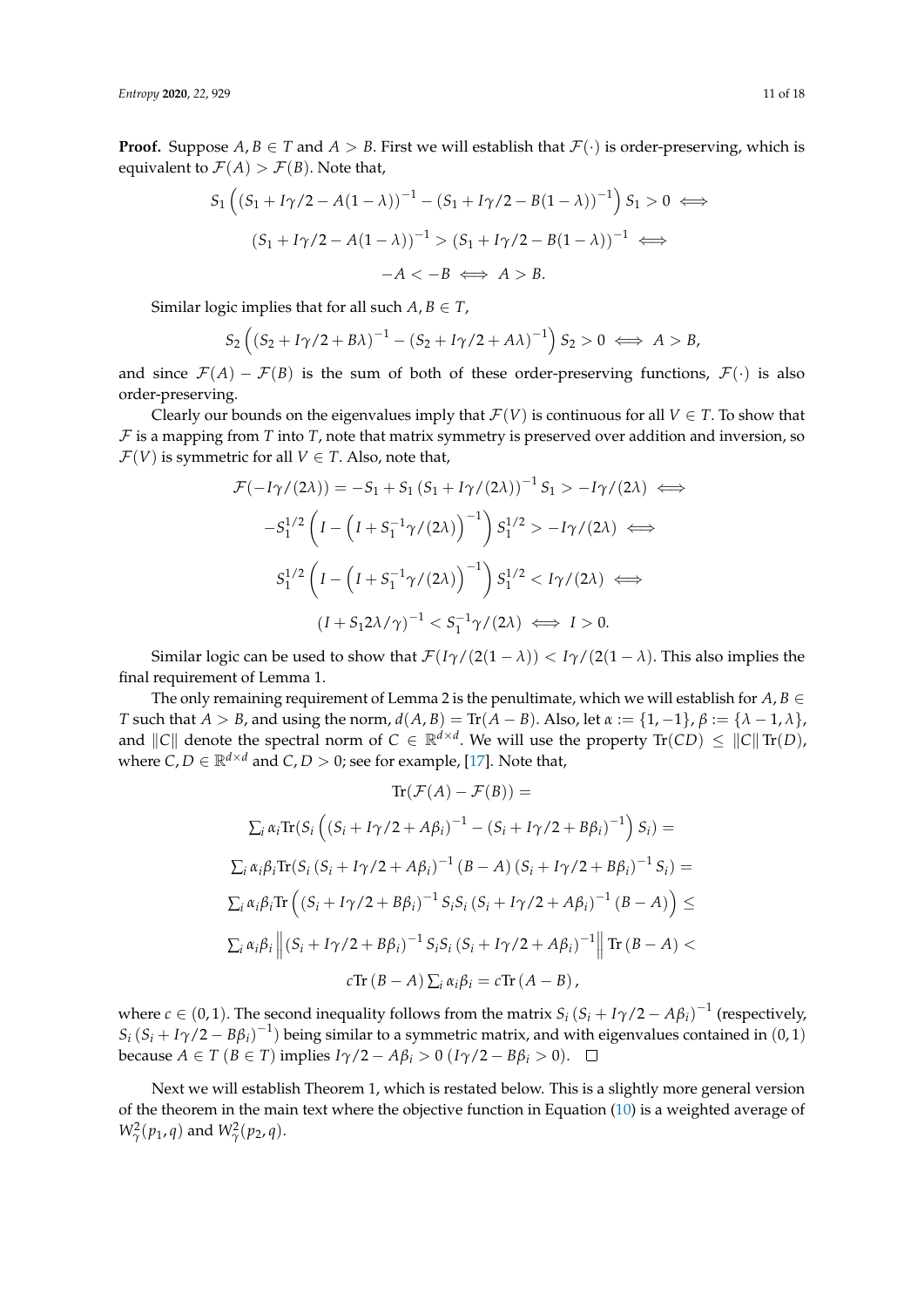**Proof.** Suppose $A, B \in T$ and $A > B$. First we will establish that $\mathcal{F}(\cdot)$ is order-preserving, which is equivalent to $\mathcal{F}(A) > \mathcal{F}(B)$. Note that,

$$S_1 \left( (S_1 + I\gamma/2 - A(1-\lambda))^{-1} - (S_1 + I\gamma/2 - B(1-\lambda))^{-1} \right) S_1 > 0 \iff$$

$$(S_1 + I\gamma/2 - A(1-\lambda))^{-1} > (S_1 + I\gamma/2 - B(1-\lambda))^{-1} \iff$$

$$-A < -B \iff A > B.$$

Similar logic implies that for all such $A, B \in T$,

$$S_2 \left( (S_2 + I\gamma/2 + B\lambda)^{-1} - (S_2 + I\gamma/2 + A\lambda)^{-1} \right) S_2 > 0 \iff A > B,$$

and since $\mathcal{F}(A) - \mathcal{F}(B)$ is the sum of both of these order-preserving functions, $\mathcal{F}(\cdot)$ is also order-preserving.

Clearly our bounds on the eigenvalues imply that $\mathcal{F}(V)$ is continuous for all $V \in T$. To show that $\mathcal{F}$ is a mapping from $T$ into $T$, note that matrix symmetry is preserved over addition and inversion, so $\mathcal{F}(V)$ is symmetric for all $V \in T$. Also, note that,

$$\mathcal{F}(-I\gamma/(2\lambda)) = -S_1 + S_1 \left(S_1 + I\gamma/(2\lambda)\right)^{-1} S_1 > -I\gamma/(2\lambda) \iff$$

$$-S_1^{1/2} \left( I - \left( I + S_1^{-1}\gamma/(2\lambda) \right)^{-1} \right) S_1^{1/2} > -I\gamma/(2\lambda) \iff$$

$$S_1^{1/2} \left( I - \left( I + S_1^{-1}\gamma/(2\lambda) \right)^{-1} \right) S_1^{1/2} < I\gamma/(2\lambda) \iff$$

$$\left(I + S_1 2\lambda/\gamma\right)^{-1} < S_1^{-1}\gamma/(2\lambda) \iff I > 0.$$

Similar logic can be used to show that $\mathcal{F}(I\gamma/(2(1-\lambda)) < I\gamma/(2(1-\lambda)$. This also implies the final requirement of Lemma 1.

The only remaining requirement of Lemma 2 is the penultimate, which we will establish for $A, B \in T$ such that $A > B$, and using the norm, $d(A, B) = \mathrm{Tr}(A - B)$. Also, let $\alpha := \{1, -1\}$, $\beta := \{\lambda - 1, \lambda\}$, and $\|C\|$ denote the spectral norm of $C \in \mathbb{R}^{d \times d}$. We will use the property $\mathrm{Tr}(CD) \le \|C\| \,\mathrm{Tr}(D)$, where $C, D \in \mathbb{R}^{d \times d}$ and $C, D > 0$; see for example, [17]. Note that,

$$\mathrm{Tr}(\mathcal{F}(A) - \mathcal{F}(B)) =$$

$$\textstyle\sum_i \alpha_i \mathrm{Tr}(S_i \left( (S_i + I\gamma/2 + A\beta_i)^{-1} - (S_i + I\gamma/2 + B\beta_i)^{-1} \right) S_i) =$$

$$\textstyle\sum_i \alpha_i \beta_i \mathrm{Tr}(S_i \left(S_i + I\gamma/2 + A\beta_i\right)^{-1} (B - A) \left(S_i + I\gamma/2 + B\beta_i\right)^{-1} S_i) =$$

$$\textstyle\sum_i \alpha_i \beta_i \mathrm{Tr}\left( \left(S_i + I\gamma/2 + B\beta_i\right)^{-1} S_i S_i \left(S_i + I\gamma/2 + A\beta_i\right)^{-1} (B - A) \right) \le$$

$$\textstyle\sum_i \alpha_i \beta_i \left\| \left(S_i + I\gamma/2 + B\beta_i\right)^{-1} S_i S_i \left(S_i + I\gamma/2 + A\beta_i\right)^{-1} \right\| \mathrm{Tr}\,(B - A) <$$

$$c\mathrm{Tr}\,(B - A) \textstyle\sum_i \alpha_i \beta_i = c\mathrm{Tr}\,(A - B),$$

where $c \in (0, 1)$. The second inequality follows from the matrix $S_i \left(S_i + I\gamma/2 - A\beta_i\right)^{-1}$ (respectively, $S_i \left(S_i + I\gamma/2 - B\beta_i\right)^{-1}$) being similar to a symmetric matrix, and with eigenvalues contained in $(0, 1)$ because $A \in T$ ($B \in T$) implies $I\gamma/2 - A\beta_i > 0$ ($I\gamma/2 - B\beta_i > 0$). $\square$

Next we will establish Theorem 1, which is restated below. This is a slightly more general version of the theorem in the main text where the objective function in Equation (10) is a weighted average of $W_\gamma^2(p_1, q)$ and $W_\gamma^2(p_2, q)$.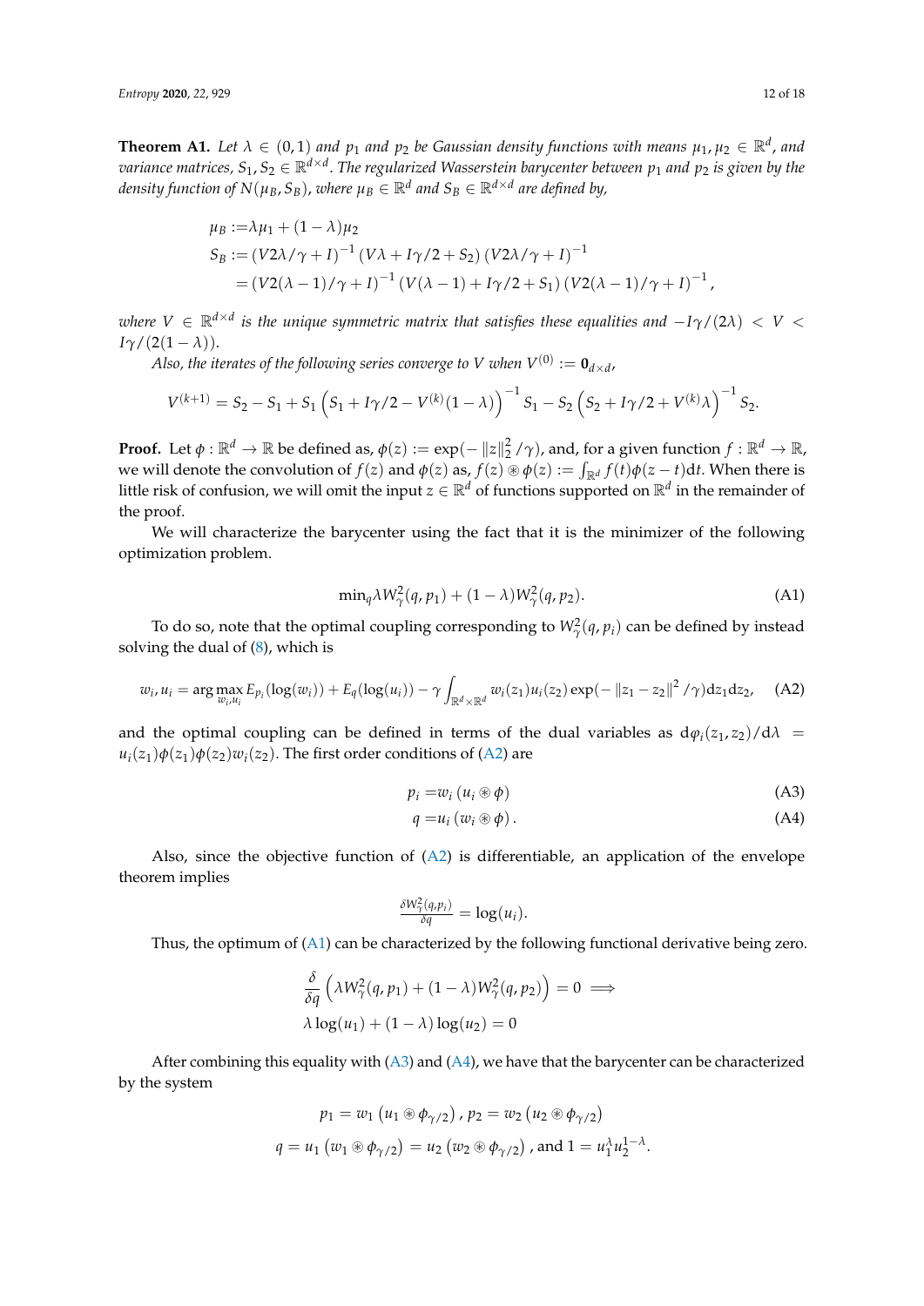**Theorem A1.** *Let $\lambda \in (0,1)$ and $p_1$ and $p_2$ be Gaussian density functions with means $\mu_1, \mu_2 \in \mathbb{R}^d$, and variance matrices, $S_1, S_2 \in \mathbb{R}^{d\times d}$. The regularized Wasserstein barycenter between $p_1$ and $p_2$ is given by the density function of $N(\mu_B, S_B)$, where $\mu_B \in \mathbb{R}^d$ and $S_B \in \mathbb{R}^{d\times d}$ are defined by,*

$$
\begin{aligned}
\mu_B :=& \lambda\mu_1 + (1-\lambda)\mu_2 \\
S_B :=& \left(V2\lambda/\gamma + I\right)^{-1}\left(V\lambda + I\gamma/2 + S_2\right)\left(V2\lambda/\gamma + I\right)^{-1} \\
=& \left(V2(\lambda-1)/\gamma + I\right)^{-1}\left(V(\lambda-1) + I\gamma/2 + S_1\right)\left(V2(\lambda-1)/\gamma + I\right)^{-1},
\end{aligned}
$$

*where $V \in \mathbb{R}^{d\times d}$ is the unique symmetric matrix that satisfies these equalities and $-I\gamma/(2\lambda) < V < I\gamma/(2(1-\lambda))$.*

*Also, the iterates of the following series converge to $V$ when $V^{(0)} := \mathbf{0}_{d\times d}$,*

$$
V^{(k+1)} = S_2 - S_1 + S_1\left(S_1 + I\gamma/2 - V^{(k)}(1-\lambda)\right)^{-1}S_1 - S_2\left(S_2 + I\gamma/2 + V^{(k)}\lambda\right)^{-1}S_2.
$$

**Proof.** Let $\phi : \mathbb{R}^d \to \mathbb{R}$ be defined as, $\phi(z) := \exp(-\|z\|_2^2/\gamma)$, and, for a given function $f : \mathbb{R}^d \to \mathbb{R}$, we will denote the convolution of $f(z)$ and $\phi(z)$ as, $f(z) \circledast \phi(z) := \int_{\mathbb{R}^d} f(t)\phi(z-t)\mathrm{d}t$. When there is little risk of confusion, we will omit the input $z \in \mathbb{R}^d$ of functions supported on $\mathbb{R}^d$ in the remainder of the proof.

We will characterize the barycenter using the fact that it is the minimizer of the following optimization problem.

$$
\min_q \lambda W_\gamma^2(q, p_1) + (1-\lambda)W_\gamma^2(q, p_2). \tag{A1}
$$

To do so, note that the optimal coupling corresponding to $W_\gamma^2(q, p_i)$ can be defined by instead solving the dual of (8), which is

$$
w_i, u_i = \arg\max_{w_i, u_i} E_{p_i}(\log(w_i)) + E_q(\log(u_i)) - \gamma\int_{\mathbb{R}^d\times\mathbb{R}^d} w_i(z_1)u_i(z_2)\exp(-\|z_1 - z_2\|^2/\gamma)\mathrm{d}z_1\mathrm{d}z_2, \tag{A2}
$$

and the optimal coupling can be defined in terms of the dual variables as $\mathrm{d}\varphi_i(z_1, z_2)/\mathrm{d}\lambda = u_i(z_1)\phi(z_1)\phi(z_2)w_i(z_2)$. The first order conditions of (A2) are

$$
p_i = w_i\left(u_i \circledast \phi\right) \tag{A3}
$$

$$
q = u_i\left(w_i \circledast \phi\right). \tag{A4}
$$

Also, since the objective function of (A2) is differentiable, an application of the envelope theorem implies

$$
\frac{\delta W_\gamma^2(q, p_i)}{\delta q} = \log(u_i).
$$

Thus, the optimum of (A1) can be characterized by the following functional derivative being zero.

$$
\begin{aligned}
&\frac{\delta}{\delta q}\left(\lambda W_\gamma^2(q, p_1) + (1-\lambda)W_\gamma^2(q, p_2)\right) = 0 \implies \\
&\lambda\log(u_1) + (1-\lambda)\log(u_2) = 0
\end{aligned}
$$

After combining this equality with (A3) and (A4), we have that the barycenter can be characterized by the system

$$
\begin{aligned}
p_1 = w_1\left(u_1 \circledast \phi_{\gamma/2}\right), \, p_2 = w_2\left(u_2 \circledast \phi_{\gamma/2}\right) \\
q = u_1\left(w_1 \circledast \phi_{\gamma/2}\right) = u_2\left(w_2 \circledast \phi_{\gamma/2}\right), \text{ and } 1 = u_1^\lambda u_2^{1-\lambda}.
\end{aligned}
$$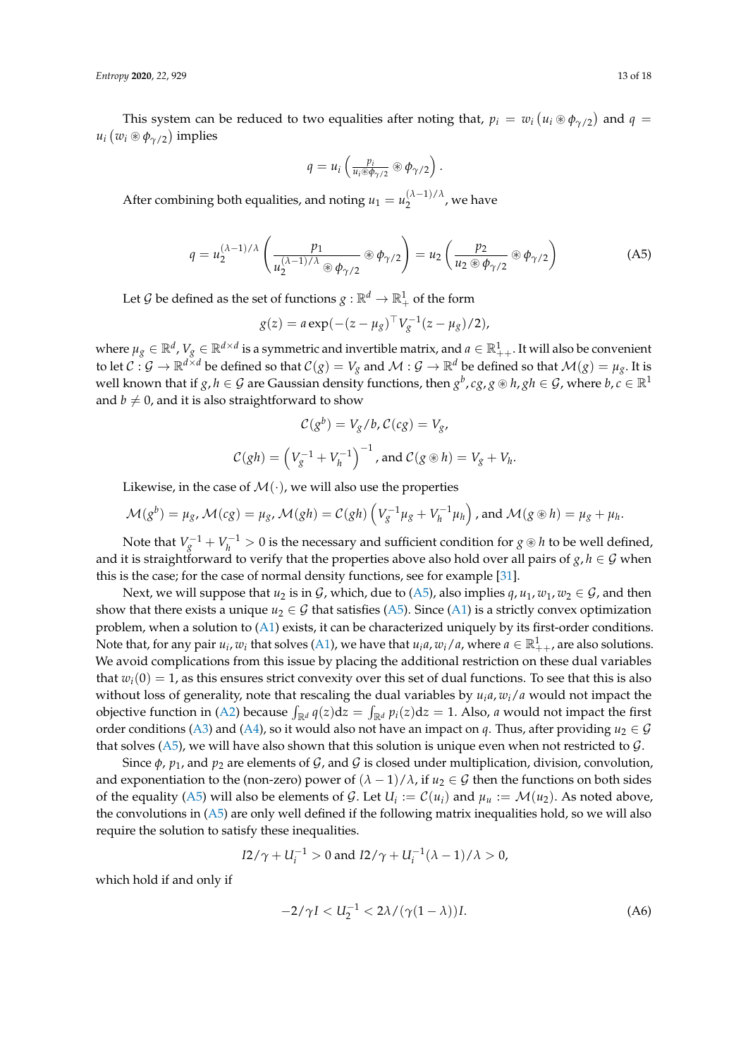This system can be reduced to two equalities after noting that, $p_i = w_i \left( u_i \circledast \phi_{\gamma/2} \right)$ and $q = u_i \left( w_i \circledast \phi_{\gamma/2} \right)$ implies

$$
q = u_i \left( \tfrac{p_i}{u_i \circledast \phi_{\gamma/2}} \circledast \phi_{\gamma/2} \right).
$$

After combining both equalities, and noting $u_1 = u_2^{(\lambda-1)/\lambda}$, we have

$$
q = u_2^{(\lambda-1)/\lambda} \left( \frac{p_1}{u_2^{(\lambda-1)/\lambda} \circledast \phi_{\gamma/2}} \circledast \phi_{\gamma/2} \right) = u_2 \left( \frac{p_2}{u_2 \circledast \phi_{\gamma/2}} \circledast \phi_{\gamma/2} \right) \tag{A5}
$$

Let $\mathcal{G}$ be defined as the set of functions $g : \mathbb{R}^d \to \mathbb{R}^1_+$ of the form

$$
g(z) = a \exp(-(z - \mu_g)^\top V_g^{-1}(z - \mu_g)/2),
$$

where $\mu_g \in \mathbb{R}^d$, $V_g \in \mathbb{R}^{d \times d}$ is a symmetric and invertible matrix, and $a \in \mathbb{R}^1_{++}$. It will also be convenient to let $\mathcal{C} : \mathcal{G} \to \mathbb{R}^{d \times d}$ be defined so that $\mathcal{C}(g) = V_g$ and $\mathcal{M} : \mathcal{G} \to \mathbb{R}^d$ be defined so that $\mathcal{M}(g) = \mu_g$. It is well known that if $g, h \in \mathcal{G}$ are Gaussian density functions, then $g^b, cg, g \circledast h, gh \in \mathcal{G}$, where $b, c \in \mathbb{R}^1$ and $b \neq 0$, and it is also straightforward to show

$$
\mathcal{C}(g^b) = V_g/b, \mathcal{C}(cg) = V_g,
$$

$$
\mathcal{C}(gh) = \left( V_g^{-1} + V_h^{-1} \right)^{-1}, \text{ and } \mathcal{C}(g \circledast h) = V_g + V_h.
$$

Likewise, in the case of $\mathcal{M}(\cdot)$, we will also use the properties

$$
\mathcal{M}(g^b) = \mu_g, \mathcal{M}(cg) = \mu_g, \mathcal{M}(gh) = \mathcal{C}(gh) \left( V_g^{-1}\mu_g + V_h^{-1}\mu_h \right), \text{ and } \mathcal{M}(g \circledast h) = \mu_g + \mu_h.
$$

Note that $V_g^{-1} + V_h^{-1} > 0$ is the necessary and sufficient condition for $g \circledast h$ to be well defined, and it is straightforward to verify that the properties above also hold over all pairs of $g, h \in \mathcal{G}$ when this is the case; for the case of normal density functions, see for example [31].

Next, we will suppose that $u_2$ is in $\mathcal{G}$, which, due to (A5), also implies $q, u_1, w_1, w_2 \in \mathcal{G}$, and then show that there exists a unique $u_2 \in \mathcal{G}$ that satisfies (A5). Since (A1) is a strictly convex optimization problem, when a solution to (A1) exists, it can be characterized uniquely by its first-order conditions. Note that, for any pair $u_i, w_i$ that solves (A1), we have that $u_i a, w_i/a$, where $a \in \mathbb{R}^1_{++}$, are also solutions. We avoid complications from this issue by placing the additional restriction on these dual variables that $w_i(0) = 1$, as this ensures strict convexity over this set of dual functions. To see that this is also without loss of generality, note that rescaling the dual variables by $u_i a, w_i/a$ would not impact the objective function in (A2) because $\int_{\mathbb{R}^d} q(z)\mathrm{d}z = \int_{\mathbb{R}^d} p_i(z)\mathrm{d}z = 1$. Also, $a$ would not impact the first order conditions (A3) and (A4), so it would also not have an impact on $q$. Thus, after providing $u_2 \in \mathcal{G}$ that solves (A5), we will have also shown that this solution is unique even when not restricted to $\mathcal{G}$.

Since $\phi$, $p_1$, and $p_2$ are elements of $\mathcal{G}$, and $\mathcal{G}$ is closed under multiplication, division, convolution, and exponentiation to the (non-zero) power of $(\lambda - 1)/\lambda$, if $u_2 \in \mathcal{G}$ then the functions on both sides of the equality (A5) will also be elements of $\mathcal{G}$. Let $U_i := \mathcal{C}(u_i)$ and $\mu_u := \mathcal{M}(u_2)$. As noted above, the convolutions in (A5) are only well defined if the following matrix inequalities hold, so we will also require the solution to satisfy these inequalities.

$$
I2/\gamma + U_i^{-1} > 0 \text{ and } I2/\gamma + U_i^{-1}(\lambda - 1)/\lambda > 0,
$$

which hold if and only if

$$
-2/\gamma I < U_2^{-1} < 2\lambda/(\gamma(1-\lambda))I. \tag{A6}
$$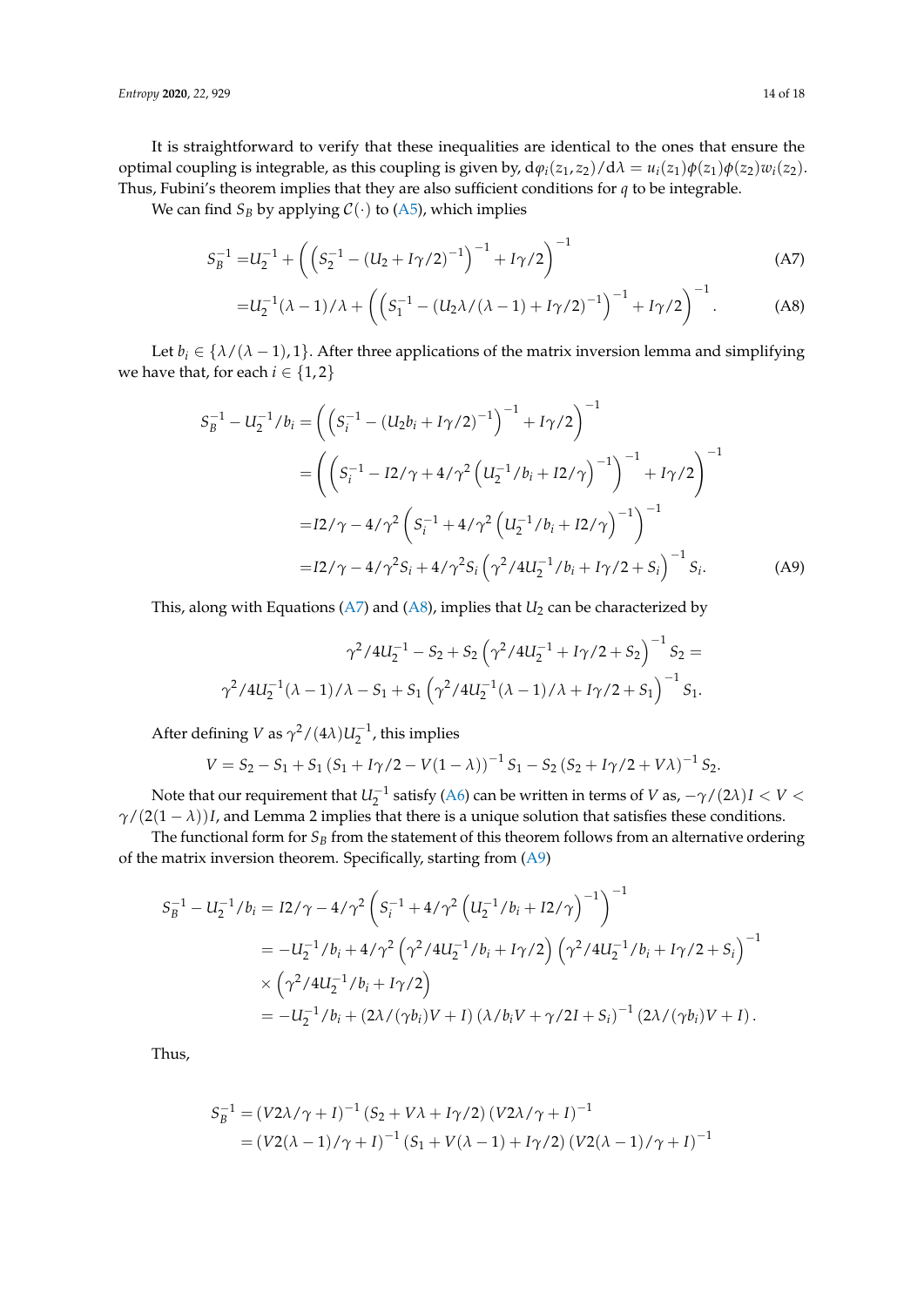It is straightforward to verify that these inequalities are identical to the ones that ensure the optimal coupling is integrable, as this coupling is given by, $\mathrm{d}\varphi_i(z_1,z_2)/\mathrm{d}\lambda = u_i(z_1)\phi(z_1)\phi(z_2)w_i(z_2)$. Thus, Fubini's theorem implies that they are also sufficient conditions for $q$ to be integrable.

We can find $S_B$ by applying $\mathcal{C}(\cdot)$ to (A5), which implies

$$S_B^{-1} = U_2^{-1} + \left(\left(S_2^{-1} - (U_2 + I\gamma/2)^{-1}\right)^{-1} + I\gamma/2\right)^{-1} \tag{A7}$$

$$= U_2^{-1}(\lambda-1)/\lambda + \left(\left(S_1^{-1} - (U_2\lambda/(\lambda-1) + I\gamma/2)^{-1}\right)^{-1} + I\gamma/2\right)^{-1}. \tag{A8}$$

Let $b_i \in \{\lambda/(\lambda-1), 1\}$. After three applications of the matrix inversion lemma and simplifying we have that, for each $i \in \{1,2\}$

$$\begin{aligned}
S_B^{-1} - U_2^{-1}/b_i &= \left(\left(S_i^{-1} - (U_2 b_i + I\gamma/2)^{-1}\right)^{-1} + I\gamma/2\right)^{-1} \\
&= \left(\left(S_i^{-1} - I2/\gamma + 4/\gamma^2\left(U_2^{-1}/b_i + I2/\gamma\right)^{-1}\right)^{-1} + I\gamma/2\right)^{-1} \\
&= I2/\gamma - 4/\gamma^2\left(S_i^{-1} + 4/\gamma^2\left(U_2^{-1}/b_i + I2/\gamma\right)^{-1}\right)^{-1} \\
&= I2/\gamma - 4/\gamma^2 S_i + 4/\gamma^2 S_i\left(\gamma^2/4U_2^{-1}/b_i + I\gamma/2 + S_i\right)^{-1} S_i.
\end{aligned} \tag{A9}$$

This, along with Equations (A7) and (A8), implies that $U_2$ can be characterized by

$$\gamma^2/4U_2^{-1} - S_2 + S_2\left(\gamma^2/4U_2^{-1} + I\gamma/2 + S_2\right)^{-1} S_2 =$$
$$\gamma^2/4U_2^{-1}(\lambda-1)/\lambda - S_1 + S_1\left(\gamma^2/4U_2^{-1}(\lambda-1)/\lambda + I\gamma/2 + S_1\right)^{-1} S_1.$$

After defining $V$ as $\gamma^2/(4\lambda)U_2^{-1}$, this implies

$$V = S_2 - S_1 + S_1\left(S_1 + I\gamma/2 - V(1-\lambda)\right)^{-1} S_1 - S_2\left(S_2 + I\gamma/2 + V\lambda\right)^{-1} S_2.$$

Note that our requirement that $U_2^{-1}$ satisfy (A6) can be written in terms of $V$ as, $-\gamma/(2\lambda)I < V < \gamma/(2(1-\lambda))I$, and Lemma 2 implies that there is a unique solution that satisfies these conditions.

The functional form for $S_B$ from the statement of this theorem follows from an alternative ordering of the matrix inversion theorem. Specifically, starting from (A9)

$$\begin{aligned}
S_B^{-1} - U_2^{-1}/b_i &= I2/\gamma - 4/\gamma^2\left(S_i^{-1} + 4/\gamma^2\left(U_2^{-1}/b_i + I2/\gamma\right)^{-1}\right)^{-1} \\
&= -U_2^{-1}/b_i + 4/\gamma^2\left(\gamma^2/4U_2^{-1}/b_i + I\gamma/2\right)\left(\gamma^2/4U_2^{-1}/b_i + I\gamma/2 + S_i\right)^{-1} \\
&\quad \times \left(\gamma^2/4U_2^{-1}/b_i + I\gamma/2\right) \\
&= -U_2^{-1}/b_i + \left(2\lambda/(\gamma b_i)V + I\right)\left(\lambda/b_i V + \gamma/2I + S_i\right)^{-1}\left(2\lambda/(\gamma b_i)V + I\right).
\end{aligned}$$

Thus,

$$\begin{aligned}
S_B^{-1} &= \left(V2\lambda/\gamma + I\right)^{-1}\left(S_2 + V\lambda + I\gamma/2\right)\left(V2\lambda/\gamma + I\right)^{-1} \\
&= \left(V2(\lambda-1)/\gamma + I\right)^{-1}\left(S_1 + V(\lambda-1) + I\gamma/2\right)\left(V2(\lambda-1)/\gamma + I\right)^{-1}
\end{aligned}$$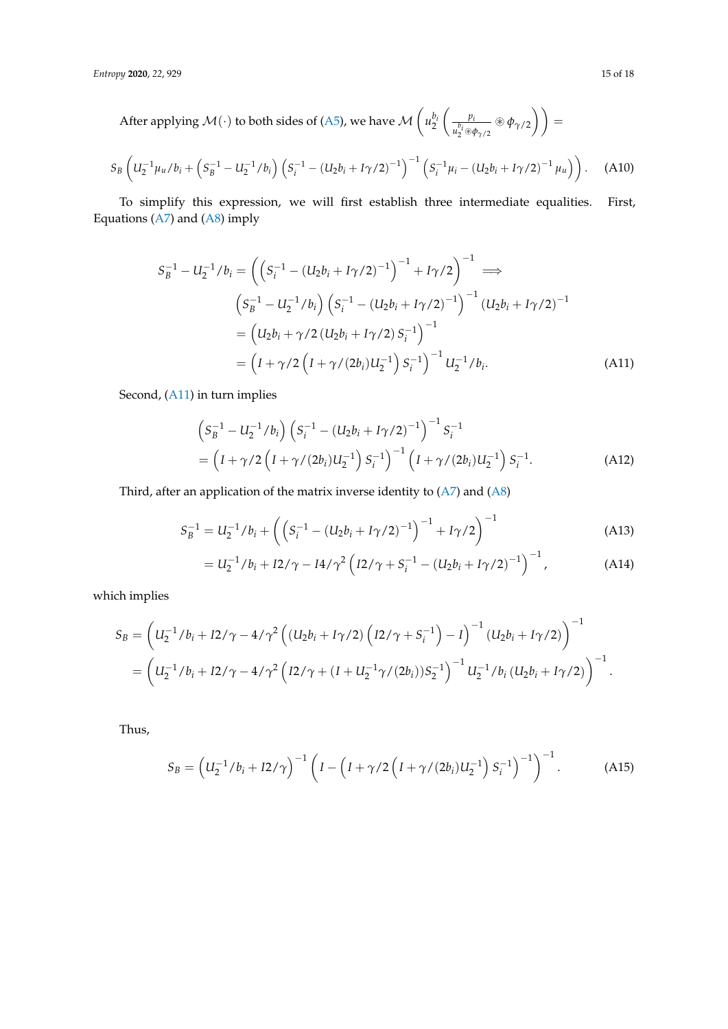After applying $\mathcal{M}(\cdot)$ to both sides of (A5), we have $\mathcal{M}\left(u_2^{b_i}\left(\frac{p_i}{u_2^{b_i} \circledast \phi_{\gamma/2}} \circledast \phi_{\gamma/2}\right)\right) =$

$$S_B\left(U_2^{-1}\mu_u/b_i + \left(S_B^{-1} - U_2^{-1}/b_i\right)\left(S_i^{-1} - (U_2 b_i + I\gamma/2)^{-1}\right)^{-1}\left(S_i^{-1}\mu_i - (U_2 b_i + I\gamma/2)^{-1}\mu_u\right)\right). \quad \text{(A10)}$$

To simplify this expression, we will first establish three intermediate equalities. First, Equations (A7) and (A8) imply

$$\begin{aligned}
S_B^{-1} - U_2^{-1}/b_i &= \left(\left(S_i^{-1} - (U_2 b_i + I\gamma/2)^{-1}\right)^{-1} + I\gamma/2\right)^{-1} \implies \\
&\left(S_B^{-1} - U_2^{-1}/b_i\right)\left(S_i^{-1} - (U_2 b_i + I\gamma/2)^{-1}\right)^{-1}(U_2 b_i + I\gamma/2)^{-1} \\
&= \left(U_2 b_i + \gamma/2\,(U_2 b_i + I\gamma/2)\,S_i^{-1}\right)^{-1} \\
&= \left(I + \gamma/2\left(I + \gamma/(2b_i)U_2^{-1}\right)S_i^{-1}\right)^{-1} U_2^{-1}/b_i. 
\end{aligned} \quad \text{(A11)}$$

Second, (A11) in turn implies

$$\begin{aligned}
&\left(S_B^{-1} - U_2^{-1}/b_i\right)\left(S_i^{-1} - (U_2 b_i + I\gamma/2)^{-1}\right)^{-1} S_i^{-1} \\
&= \left(I + \gamma/2\left(I + \gamma/(2b_i)U_2^{-1}\right)S_i^{-1}\right)^{-1}\left(I + \gamma/(2b_i)U_2^{-1}\right)S_i^{-1}.
\end{aligned} \quad \text{(A12)}$$

Third, after an application of the matrix inverse identity to (A7) and (A8)

$$S_B^{-1} = U_2^{-1}/b_i + \left(\left(S_i^{-1} - (U_2 b_i + I\gamma/2)^{-1}\right)^{-1} + I\gamma/2\right)^{-1} \quad \text{(A13)}$$

$$= U_2^{-1}/b_i + I2/\gamma - I4/\gamma^2\left(I2/\gamma + S_i^{-1} - (U_2 b_i + I\gamma/2)^{-1}\right)^{-1}, \quad \text{(A14)}$$

which implies

$$\begin{aligned}
S_B &= \left(U_2^{-1}/b_i + I2/\gamma - 4/\gamma^2\left((U_2 b_i + I\gamma/2)\left(I2/\gamma + S_i^{-1}\right) - I\right)^{-1}(U_2 b_i + I\gamma/2)\right)^{-1} \\
&= \left(U_2^{-1}/b_i + I2/\gamma - 4/\gamma^2\left(I2/\gamma + (I + U_2^{-1}\gamma/(2b_i))S_2^{-1}\right)^{-1} U_2^{-1}/b_i\,(U_2 b_i + I\gamma/2)\right)^{-1}.
\end{aligned}$$

Thus,

$$S_B = \left(U_2^{-1}/b_i + I2/\gamma\right)^{-1}\left(I - \left(I + \gamma/2\left(I + \gamma/(2b_i)U_2^{-1}\right)S_i^{-1}\right)^{-1}\right)^{-1}. \quad \text{(A15)}$$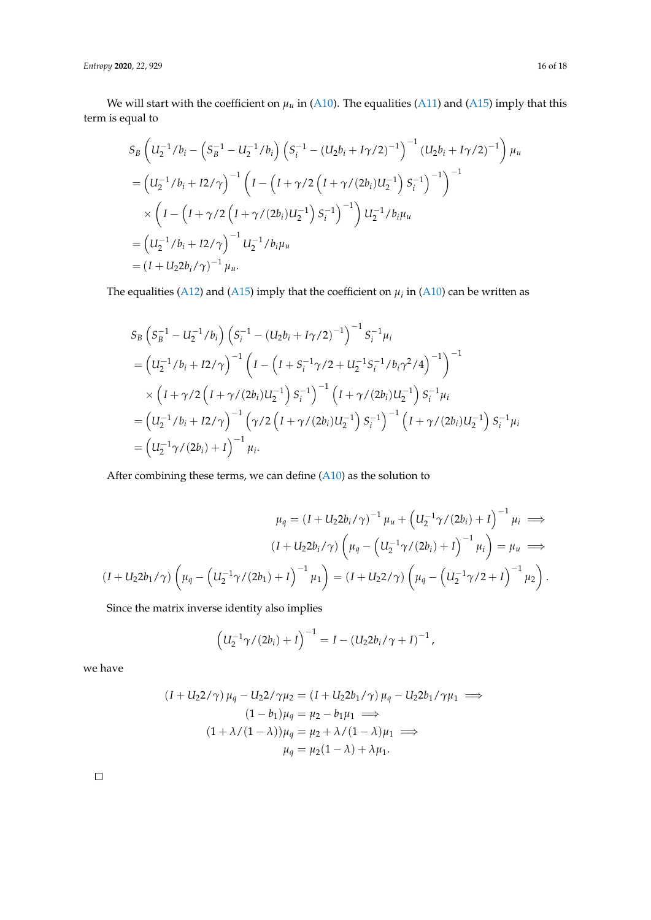We will start with the coefficient on $\mu_u$ in (A10). The equalities (A11) and (A15) imply that this term is equal to

$$
\begin{aligned}
& S_B\left(U_2^{-1}/b_i - \left(S_B^{-1} - U_2^{-1}/b_i\right)\left(S_i^{-1} - (U_2 b_i + I\gamma/2)^{-1}\right)^{-1}(U_2 b_i + I\gamma/2)^{-1}\right)\mu_u \\
&= \left(U_2^{-1}/b_i + I2/\gamma\right)^{-1}\left(I - \left(I + \gamma/2\left(I + \gamma/(2b_i)U_2^{-1}\right)S_i^{-1}\right)^{-1}\right)^{-1} \\
&\quad \times \left(I - \left(I + \gamma/2\left(I + \gamma/(2b_i)U_2^{-1}\right)S_i^{-1}\right)^{-1}\right)U_2^{-1}/b_i\mu_u \\
&= \left(U_2^{-1}/b_i + I2/\gamma\right)^{-1}U_2^{-1}/b_i\mu_u \\
&= (I + U_2 2b_i/\gamma)^{-1}\mu_u.
\end{aligned}
$$

The equalities (A12) and (A15) imply that the coefficient on $\mu_i$ in (A10) can be written as

$$
\begin{aligned}
& S_B\left(S_B^{-1} - U_2^{-1}/b_i\right)\left(S_i^{-1} - (U_2 b_i + I\gamma/2)^{-1}\right)^{-1}S_i^{-1}\mu_i \\
&= \left(U_2^{-1}/b_i + I2/\gamma\right)^{-1}\left(I - \left(I + S_i^{-1}\gamma/2 + U_2^{-1}S_i^{-1}/b_i\gamma^2/4\right)^{-1}\right)^{-1} \\
&\quad \times \left(I + \gamma/2\left(I + \gamma/(2b_i)U_2^{-1}\right)S_i^{-1}\right)^{-1}\left(I + \gamma/(2b_i)U_2^{-1}\right)S_i^{-1}\mu_i \\
&= \left(U_2^{-1}/b_i + I2/\gamma\right)^{-1}\left(\gamma/2\left(I + \gamma/(2b_i)U_2^{-1}\right)S_i^{-1}\right)^{-1}\left(I + \gamma/(2b_i)U_2^{-1}\right)S_i^{-1}\mu_i \\
&= \left(U_2^{-1}\gamma/(2b_i) + I\right)^{-1}\mu_i.
\end{aligned}
$$

After combining these terms, we can define (A10) as the solution to

$$
\begin{aligned}
\mu_q = (I + U_2 2b_i/\gamma)^{-1}\mu_u + \left(U_2^{-1}\gamma/(2b_i) + I\right)^{-1}\mu_i &\implies \\
(I + U_2 2b_i/\gamma)\left(\mu_q - \left(U_2^{-1}\gamma/(2b_i) + I\right)^{-1}\mu_i\right) = \mu_u &\implies \\
(I + U_2 2b_1/\gamma)\left(\mu_q - \left(U_2^{-1}\gamma/(2b_1) + I\right)^{-1}\mu_1\right) = (I + U_2 2/\gamma)\left(\mu_q - \left(U_2^{-1}\gamma/2 + I\right)^{-1}\mu_2\right)&.
\end{aligned}
$$

Since the matrix inverse identity also implies

$$
\left(U_2^{-1}\gamma/(2b_i) + I\right)^{-1} = I - (U_2 2b_i/\gamma + I)^{-1},
$$

we have

$$
\begin{aligned}
(I + U_2 2/\gamma)\mu_q - U_2 2/\gamma\mu_2 = (I + U_2 2b_1/\gamma)\mu_q - U_2 2b_1/\gamma\mu_1 &\implies \\
(1 - b_1)\mu_q = \mu_2 - b_1\mu_1 &\implies \\
(1 + \lambda/(1-\lambda))\mu_q = \mu_2 + \lambda/(1-\lambda)\mu_1 &\implies \\
\mu_q = \mu_2(1-\lambda) + \lambda\mu_1.&
\end{aligned}
$$

□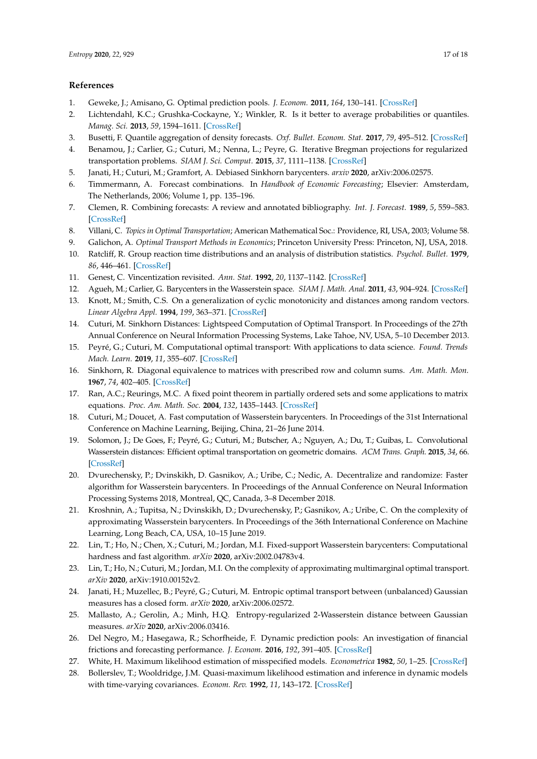## References

1. Geweke, J.; Amisano, G. Optimal prediction pools. *J. Econom.* **2011**, *164*, 130–141. [CrossRef]
2. Lichtendahl, K.C.; Grushka-Cockayne, Y.; Winkler, R. Is it better to average probabilities or quantiles. *Manag. Sci.* **2013**, *59*, 1594–1611. [CrossRef]
3. Busetti, F. Quantile aggregation of density forecasts. *Oxf. Bullet. Econom. Stat.* **2017**, *79*, 495–512. [CrossRef]
4. Benamou, J.; Carlier, G.; Cuturi, M.; Nenna, L.; Peyre, G. Iterative Bregman projections for regularized transportation problems. *SIAM J. Sci. Comput.* **2015**, *37*, 1111–1138. [CrossRef]
5. Janati, H.; Cuturi, M.; Gramfort, A. Debiased Sinkhorn barycenters. *arxiv* **2020**, arXiv:2006.02575.
6. Timmermann, A. Forecast combinations. In *Handbook of Economic Forecasting*; Elsevier: Amsterdam, The Netherlands, 2006; Volume 1, pp. 135–196.
7. Clemen, R. Combining forecasts: A review and annotated bibliography. *Int. J. Forecast.* **1989**, *5*, 559–583. [CrossRef]
8. Villani, C. *Topics in Optimal Transportation*; American Mathematical Soc.: Providence, RI, USA, 2003; Volume 58.
9. Galichon, A. *Optimal Transport Methods in Economics*; Princeton University Press: Princeton, NJ, USA, 2018.
10. Ratcliff, R. Group reaction time distributions and an analysis of distribution statistics. *Psychol. Bullet.* **1979**, *86*, 446–461. [CrossRef]
11. Genest, C. Vincentization revisited. *Ann. Stat.* **1992**, *20*, 1137–1142. [CrossRef]
12. Agueh, M.; Carlier, G. Barycenters in the Wasserstein space. *SIAM J. Math. Anal.* **2011**, *43*, 904–924. [CrossRef]
13. Knott, M.; Smith, C.S. On a generalization of cyclic monotonicity and distances among random vectors. *Linear Algebra Appl.* **1994**, *199*, 363–371. [CrossRef]
14. Cuturi, M. Sinkhorn Distances: Lightspeed Computation of Optimal Transport. In Proceedings of the 27th Annual Conference on Neural Information Processing Systems, Lake Tahoe, NV, USA, 5–10 December 2013.
15. Peyré, G.; Cuturi, M. Computational optimal transport: With applications to data science. *Found. Trends Mach. Learn.* **2019**, *11*, 355–607. [CrossRef]
16. Sinkhorn, R. Diagonal equivalence to matrices with prescribed row and column sums. *Am. Math. Mon.* **1967**, *74*, 402–405. [CrossRef]
17. Ran, A.C.; Reurings, M.C. A fixed point theorem in partially ordered sets and some applications to matrix equations. *Proc. Am. Math. Soc.* **2004**, *132*, 1435–1443. [CrossRef]
18. Cuturi, M.; Doucet, A. Fast computation of Wasserstein barycenters. In Proceedings of the 31st International Conference on Machine Learning, Beijing, China, 21–26 June 2014.
19. Solomon, J.; De Goes, F.; Peyré, G.; Cuturi, M.; Butscher, A.; Nguyen, A.; Du, T.; Guibas, L. Convolutional Wasserstein distances: Efficient optimal transportation on geometric domains. *ACM Trans. Graph.* **2015**, *34*, 66. [CrossRef]
20. Dvurechensky, P.; Dvinskikh, D. Gasnikov, A.; Uribe, C.; Nedic, A. Decentralize and randomize: Faster algorithm for Wasserstein barycenters. In Proceedings of the Annual Conference on Neural Information Processing Systems 2018, Montreal, QC, Canada, 3–8 December 2018.
21. Kroshnin, A.; Tupitsa, N.; Dvinskikh, D.; Dvurechensky, P.; Gasnikov, A.; Uribe, C. On the complexity of approximating Wasserstein barycenters. In Proceedings of the 36th International Conference on Machine Learning, Long Beach, CA, USA, 10–15 June 2019.
22. Lin, T.; Ho, N.; Chen, X.; Cuturi, M.; Jordan, M.I. Fixed-support Wasserstein barycenters: Computational hardness and fast algorithm. *arXiv* **2020**, arXiv:2002.04783v4.
23. Lin, T.; Ho, N.; Cuturi, M.; Jordan, M.I. On the complexity of approximating multimarginal optimal transport. *arXiv* **2020**, arXiv:1910.00152v2.
24. Janati, H.; Muzellec, B.; Peyré, G.; Cuturi, M. Entropic optimal transport between (unbalanced) Gaussian measures has a closed form. *arXiv* **2020**, arXiv:2006.02572.
25. Mallasto, A.; Gerolin, A.; Minh, H.Q. Entropy-regularized 2-Wasserstein distance between Gaussian measures. *arXiv* **2020**, arXiv:2006.03416.
26. Del Negro, M.; Hasegawa, R.; Schorfheide, F. Dynamic prediction pools: An investigation of financial frictions and forecasting performance. *J. Econom.* **2016**, *192*, 391–405. [CrossRef]
27. White, H. Maximum likelihood estimation of misspecified models. *Econometrica* **1982**, *50*, 1–25. [CrossRef]
28. Bollerslev, T.; Wooldridge, J.M. Quasi-maximum likelihood estimation and inference in dynamic models with time-varying covariances. *Econom. Rev.* **1992**, *11*, 143–172. [CrossRef]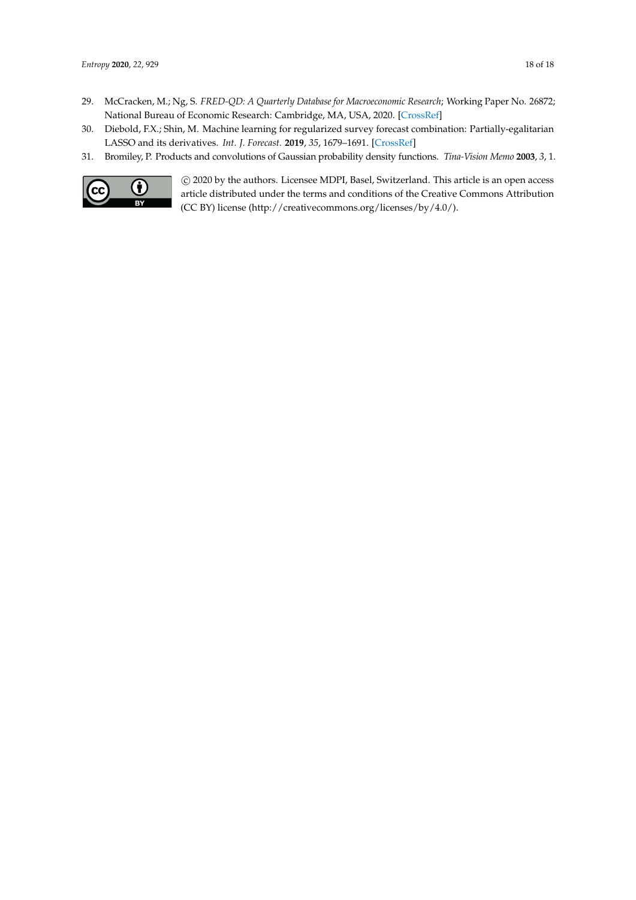29. McCracken, M.; Ng, S. *FRED-QD: A Quarterly Database for Macroeconomic Research*; Working Paper No. 26872; National Bureau of Economic Research: Cambridge, MA, USA, 2020. [CrossRef]
30. Diebold, F.X.; Shin, M. Machine learning for regularized survey forecast combination: Partially-egalitarian LASSO and its derivatives. *Int. J. Forecast.* **2019**, *35*, 1679–1691. [CrossRef]
31. Bromiley, P. Products and convolutions of Gaussian probability density functions. *Tina-Vision Memo* **2003**, *3*, 1.

© 2020 by the authors. Licensee MDPI, Basel, Switzerland. This article is an open access article distributed under the terms and conditions of the Creative Commons Attribution (CC BY) license (http://creativecommons.org/licenses/by/4.0/).